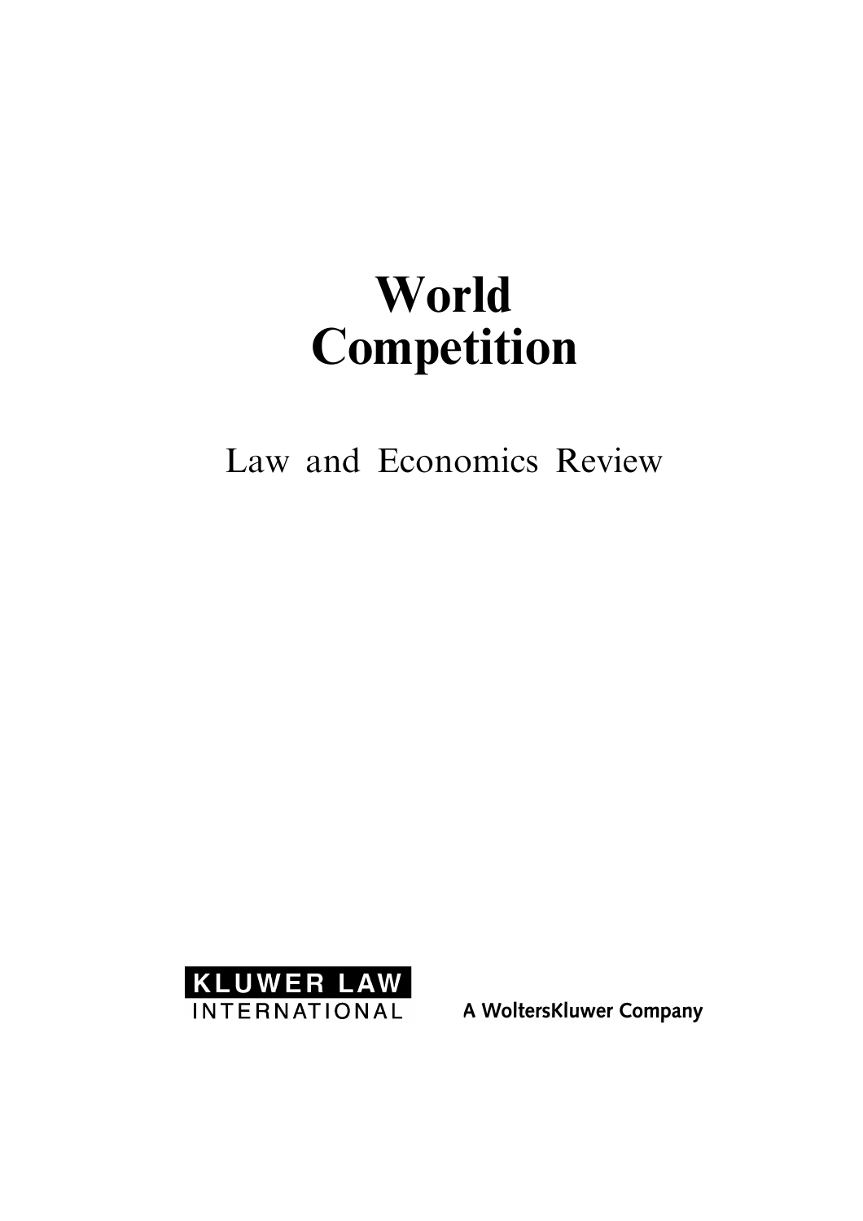# World Competition

Law and Economics Review

KLUWER LAW INTERNATIONAL

A WoltersKluwer Company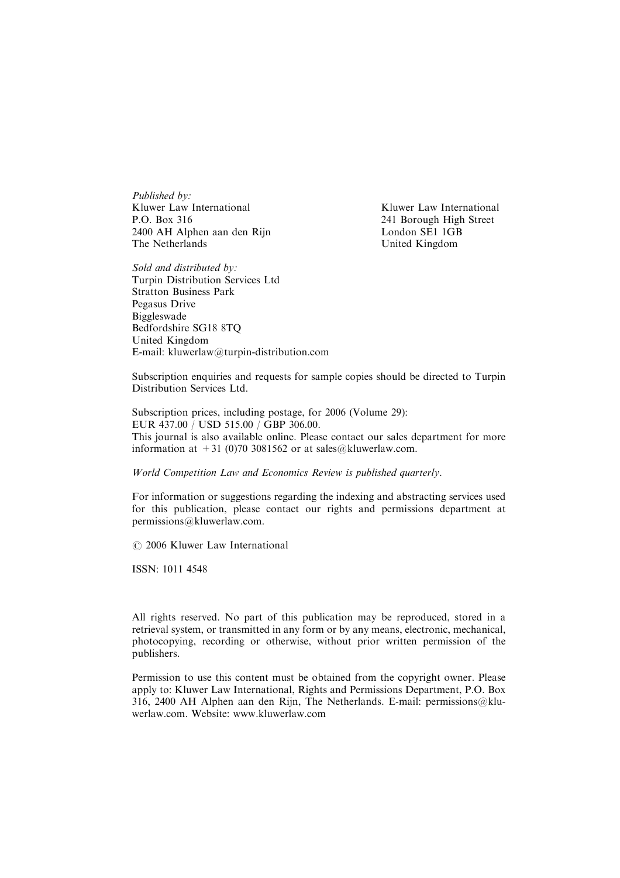*Published by:*
Kluwer Law International
P.O. Box 316
2400 AH Alphen aan den Rijn
The Netherlands

Kluwer Law International
241 Borough High Street
London SE1 1GB
United Kingdom

*Sold and distributed by:*
Turpin Distribution Services Ltd
Stratton Business Park
Pegasus Drive
Biggleswade
Bedfordshire SG18 8TQ
United Kingdom
E-mail: kluwerlaw@turpin-distribution.com

Subscription enquiries and requests for sample copies should be directed to Turpin Distribution Services Ltd.

Subscription prices, including postage, for 2006 (Volume 29):
EUR 437.00 / USD 515.00 / GBP 306.00.
This journal is also available online. Please contact our sales department for more information at +31 (0)70 3081562 or at sales@kluwerlaw.com.

*World Competition Law and Economics Review is published quarterly.*

For information or suggestions regarding the indexing and abstracting services used for this publication, please contact our rights and permissions department at permissions@kluwerlaw.com.

© 2006 Kluwer Law International

ISSN: 1011 4548

All rights reserved. No part of this publication may be reproduced, stored in a retrieval system, or transmitted in any form or by any means, electronic, mechanical, photocopying, recording or otherwise, without prior written permission of the publishers.

Permission to use this content must be obtained from the copyright owner. Please apply to: Kluwer Law International, Rights and Permissions Department, P.O. Box 316, 2400 AH Alphen aan den Rijn, The Netherlands. E-mail: permissions@kluwerlaw.com. Website: www.kluwerlaw.com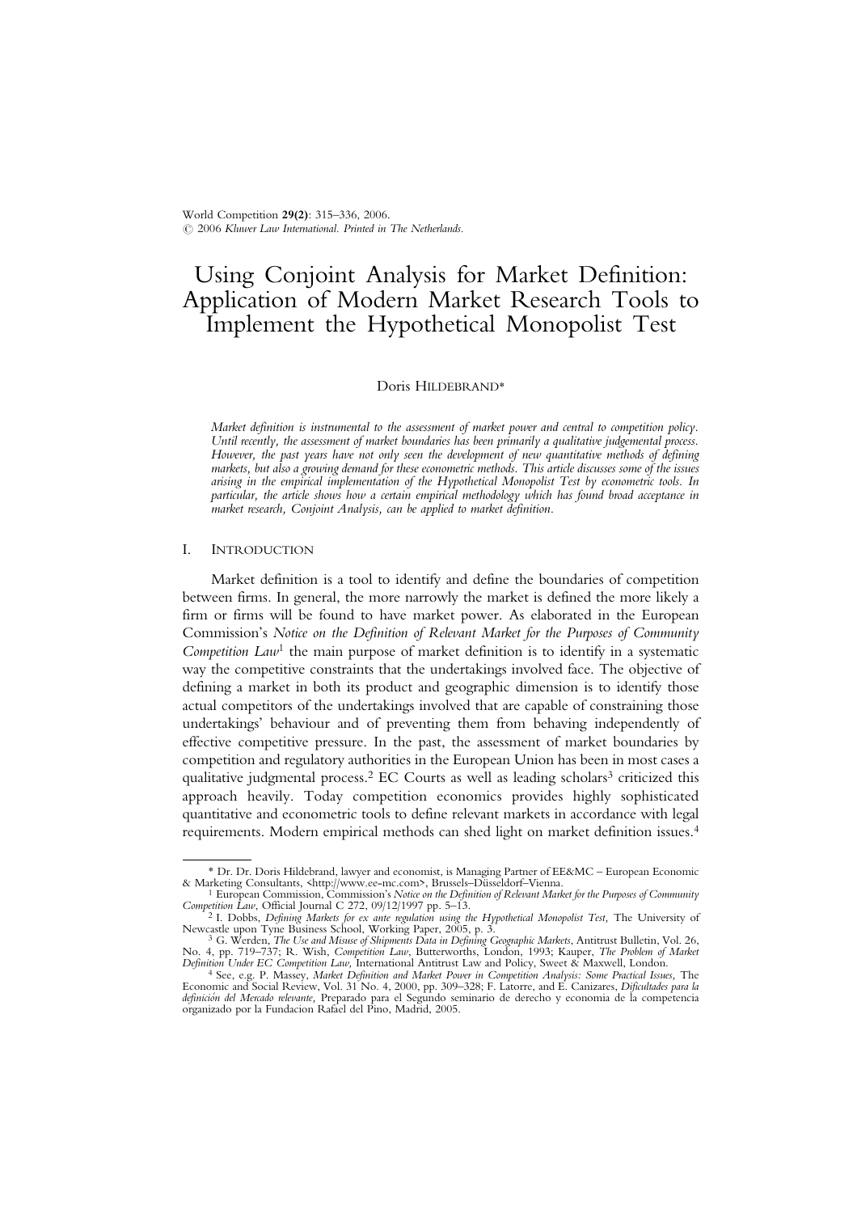World Competition **29(2)**: 315–336, 2006.
© 2006 *Kluwer Law International. Printed in The Netherlands.*

# Using Conjoint Analysis for Market Definition: Application of Modern Market Research Tools to Implement the Hypothetical Monopolist Test

Doris HILDEBRAND*

*Market definition is instrumental to the assessment of market power and central to competition policy. Until recently, the assessment of market boundaries has been primarily a qualitative judgemental process. However, the past years have not only seen the development of new quantitative methods of defining markets, but also a growing demand for these econometric methods. This article discusses some of the issues arising in the empirical implementation of the Hypothetical Monopolist Test by econometric tools. In particular, the article shows how a certain empirical methodology which has found broad acceptance in market research, Conjoint Analysis, can be applied to market definition.*

## I. Introduction

Market definition is a tool to identify and define the boundaries of competition between firms. In general, the more narrowly the market is defined the more likely a firm or firms will be found to have market power. As elaborated in the European Commission's *Notice on the Definition of Relevant Market for the Purposes of Community Competition Law*[1] the main purpose of market definition is to identify in a systematic way the competitive constraints that the undertakings involved face. The objective of defining a market in both its product and geographic dimension is to identify those actual competitors of the undertakings involved that are capable of constraining those undertakings' behaviour and of preventing them from behaving independently of effective competitive pressure. In the past, the assessment of market boundaries by competition and regulatory authorities in the European Union has been in most cases a qualitative judgmental process.[2] EC Courts as well as leading scholars[3] criticized this approach heavily. Today competition economics provides highly sophisticated quantitative and econometric tools to define relevant markets in accordance with legal requirements. Modern empirical methods can shed light on market definition issues.[4]

---

\* Dr. Dr. Doris Hildebrand, lawyer and economist, is Managing Partner of EE&MC – European Economic & Marketing Consultants, <http://www.ee-mc.com>, Brussels–Düsseldorf–Vienna.

[1] European Commission, Commission's *Notice on the Definition of Relevant Market for the Purposes of Community Competition Law*, Official Journal C 272, 09/12/1997 pp. 5–13.

[2] I. Dobbs, *Defining Markets for ex ante regulation using the Hypothetical Monopolist Test*, The University of Newcastle upon Tyne Business School, Working Paper, 2005, p. 3.

[3] G. Werden, *The Use and Misuse of Shipments Data in Defining Geographic Markets*, Antitrust Bulletin, Vol. 26, No. 4, pp. 719–737; R. Wish, *Competition Law*, Butterworths, London, 1993; Kauper, *The Problem of Market Definition Under EC Competition Law,* International Antitrust Law and Policy, Sweet & Maxwell, London.

[4] See, e.g. P. Massey, *Market Definition and Market Power in Competition Analysis: Some Practical Issues,* The Economic and Social Review, Vol. 31 No. 4, 2000, pp. 309–328; F. Latorre, and E. Canizares, *Dificultades para la definición del Mercado relevante,* Preparado para el Segundo seminario de derecho y economia de la competencia organizado por la Fundacion Rafael del Pino, Madrid, 2005.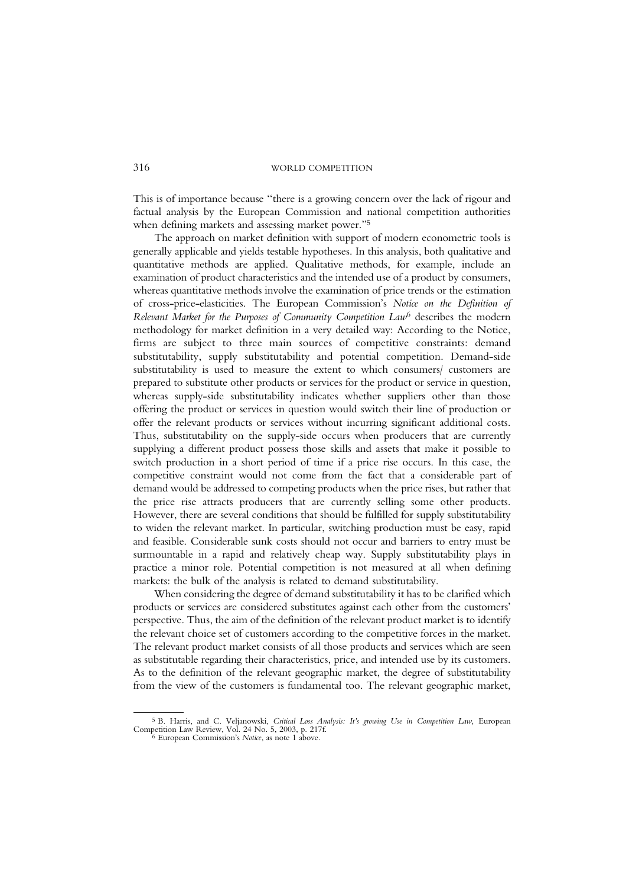This is of importance because "there is a growing concern over the lack of rigour and factual analysis by the European Commission and national competition authorities when defining markets and assessing market power."[5]

The approach on market definition with support of modern econometric tools is generally applicable and yields testable hypotheses. In this analysis, both qualitative and quantitative methods are applied. Qualitative methods, for example, include an examination of product characteristics and the intended use of a product by consumers, whereas quantitative methods involve the examination of price trends or the estimation of cross-price-elasticities. The European Commission's *Notice on the Definition of Relevant Market for the Purposes of Community Competition Law*[6] describes the modern methodology for market definition in a very detailed way: According to the Notice, firms are subject to three main sources of competitive constraints: demand substitutability, supply substitutability and potential competition. Demand-side substitutability is used to measure the extent to which consumers/ customers are prepared to substitute other products or services for the product or service in question, whereas supply-side substitutability indicates whether suppliers other than those offering the product or services in question would switch their line of production or offer the relevant products or services without incurring significant additional costs. Thus, substitutability on the supply-side occurs when producers that are currently supplying a different product possess those skills and assets that make it possible to switch production in a short period of time if a price rise occurs. In this case, the competitive constraint would not come from the fact that a considerable part of demand would be addressed to competing products when the price rises, but rather that the price rise attracts producers that are currently selling some other products. However, there are several conditions that should be fulfilled for supply substitutability to widen the relevant market. In particular, switching production must be easy, rapid and feasible. Considerable sunk costs should not occur and barriers to entry must be surmountable in a rapid and relatively cheap way. Supply substitutability plays in practice a minor role. Potential competition is not measured at all when defining markets: the bulk of the analysis is related to demand substitutability.

When considering the degree of demand substitutability it has to be clarified which products or services are considered substitutes against each other from the customers' perspective. Thus, the aim of the definition of the relevant product market is to identify the relevant choice set of customers according to the competitive forces in the market. The relevant product market consists of all those products and services which are seen as substitutable regarding their characteristics, price, and intended use by its customers. As to the definition of the relevant geographic market, the degree of substitutability from the view of the customers is fundamental too. The relevant geographic market,

[5] B. Harris, and C. Veljanowski, *Critical Loss Analysis: It's growing Use in Competition Law,* European Competition Law Review, Vol. 24 No. 5, 2003, p. 217f.

[6] European Commission's *Notice*, as note 1 above.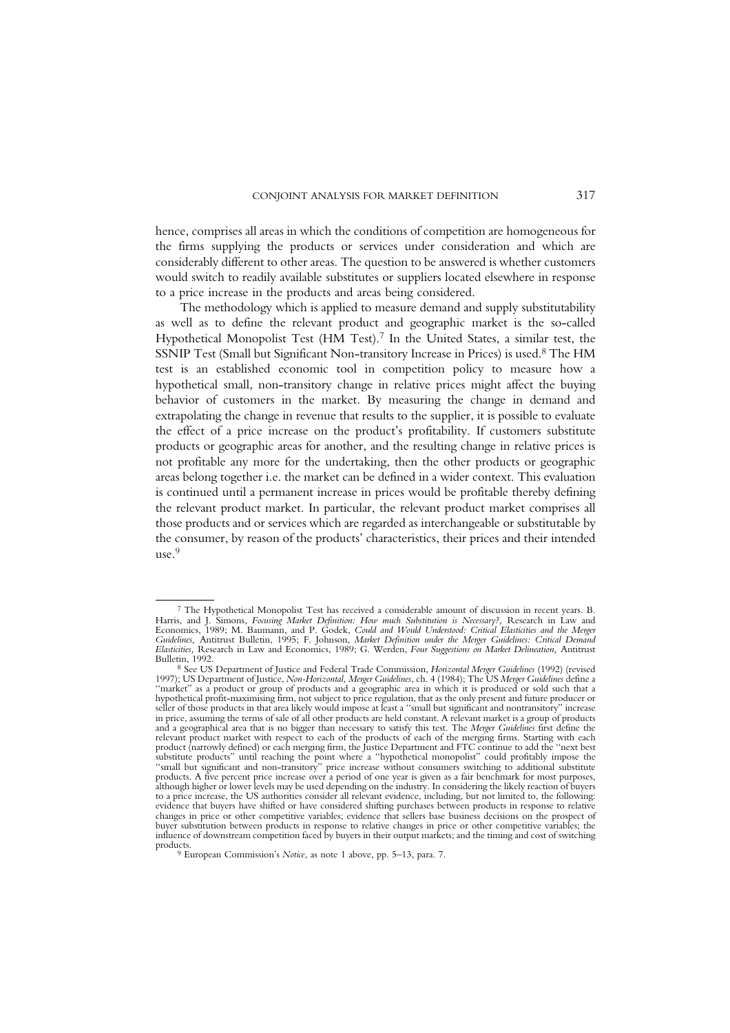hence, comprises all areas in which the conditions of competition are homogeneous for the firms supplying the products or services under consideration and which are considerably different to other areas. The question to be answered is whether customers would switch to readily available substitutes or suppliers located elsewhere in response to a price increase in the products and areas being considered.

The methodology which is applied to measure demand and supply substitutability as well as to define the relevant product and geographic market is the so-called Hypothetical Monopolist Test (HM Test).[7] In the United States, a similar test, the SSNIP Test (Small but Significant Non-transitory Increase in Prices) is used.[8] The HM test is an established economic tool in competition policy to measure how a hypothetical small, non-transitory change in relative prices might affect the buying behavior of customers in the market. By measuring the change in demand and extrapolating the change in revenue that results to the supplier, it is possible to evaluate the effect of a price increase on the product's profitability. If customers substitute products or geographic areas for another, and the resulting change in relative prices is not profitable any more for the undertaking, then the other products or geographic areas belong together i.e. the market can be defined in a wider context. This evaluation is continued until a permanent increase in prices would be profitable thereby defining the relevant product market. In particular, the relevant product market comprises all those products and or services which are regarded as interchangeable or substitutable by the consumer, by reason of the products' characteristics, their prices and their intended use.[9]

---

[7] The Hypothetical Monopolist Test has received a considerable amount of discussion in recent years. B. Harris, and J. Simons, *Focusing Market Definition: How much Substitution is Necessary?,* Research in Law and Economics, 1989; M. Baumann, and P. Godek, *Could and Would Understood: Critical Elasticities and the Merger Guidelines,* Antitrust Bulletin, 1995; F. Johnson, *Market Definition under the Merger Guidelines: Critical Demand Elasticities,* Research in Law and Economics, 1989; G. Werden, *Four Suggestions on Market Delineation,* Antitrust Bulletin, 1992.

[8] See US Department of Justice and Federal Trade Commission, *Horizontal Merger Guidelines* (1992) (revised 1997); US Department of Justice, *Non-Horizontal, Merger Guidelines*, ch. 4 (1984); The US *Merger Guidelines* define a "market" as a product or group of products and a geographic area in which it is produced or sold such that a hypothetical profit-maximising firm, not subject to price regulation, that as the only present and future producer or seller of those products in that area likely would impose at least a "small but significant and nontransitory" increase in price, assuming the terms of sale of all other products are held constant. A relevant market is a group of products and a geographical area that is no bigger than necessary to satisfy this test. The *Merger Guidelines* first define the relevant product market with respect to each of the products of each of the merging firms. Starting with each product (narrowly defined) or each merging firm, the Justice Department and FTC continue to add the "next best substitute products" until reaching the point where a "hypothetical monopolist" could profitably impose the "small but significant and non-transitory" price increase without consumers switching to additional substitute products. A five percent price increase over a period of one year is given as a fair benchmark for most purposes, although higher or lower levels may be used depending on the industry. In considering the likely reaction of buyers to a price increase, the US authorities consider all relevant evidence, including, but not limited to, the following: evidence that buyers have shifted or have considered shifting purchases between products in response to relative changes in price or other competitive variables; evidence that sellers base business decisions on the prospect of buyer substitution between products in response to relative changes in price or other competitive variables; the influence of downstream competition faced by buyers in their output markets; and the timing and cost of switching products.

[9] European Commission's *Notice*, as note 1 above, pp. 5–13, para. 7.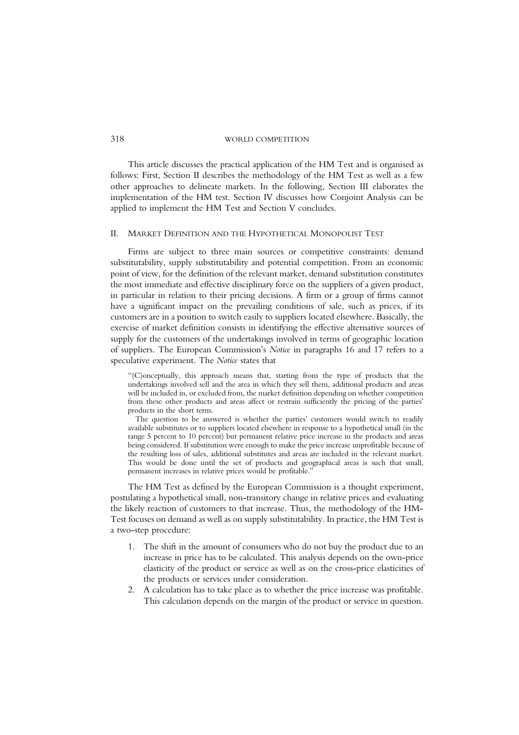This article discusses the practical application of the HM Test and is organised as follows: First, Section II describes the methodology of the HM Test as well as a few other approaches to delineate markets. In the following, Section III elaborates the implementation of the HM test. Section IV discusses how Conjoint Analysis can be applied to implement the HM Test and Section V concludes.

## II. Market Definition and the Hypothetical Monopolist Test

Firms are subject to three main sources or competitive constraints: demand substitutability, supply substitutability and potential competition. From an economic point of view, for the definition of the relevant market, demand substitution constitutes the most immediate and effective disciplinary force on the suppliers of a given product, in particular in relation to their pricing decisions. A firm or a group of firms cannot have a significant impact on the prevailing conditions of sale, such as prices, if its customers are in a position to switch easily to suppliers located elsewhere. Basically, the exercise of market definition consists in identifying the effective alternative sources of supply for the customers of the undertakings involved in terms of geographic location of suppliers. The European Commission's *Notice* in paragraphs 16 and 17 refers to a speculative experiment. The *Notice* states that

> "(C)onceptually, this approach means that, starting from the type of products that the undertakings involved sell and the area in which they sell them, additional products and areas will be included in, or excluded from, the market definition depending on whether competition from these other products and areas affect or restrain sufficiently the pricing of the parties' products in the short term.
>
> The question to be answered is whether the parties' customers would switch to readily available substitutes or to suppliers located elsewhere in response to a hypothetical small (in the range 5 percent to 10 percent) but permanent relative price increase in the products and areas being considered. If substitution were enough to make the price increase unprofitable because of the resulting loss of sales, additional substitutes and areas are included in the relevant market. This would be done until the set of products and geographical areas is such that small, permanent increases in relative prices would be profitable."

The HM Test as defined by the European Commission is a thought experiment, postulating a hypothetical small, non-transitory change in relative prices and evaluating the likely reaction of customers to that increase. Thus, the methodology of the HM-Test focuses on demand as well as on supply substitutability. In practice, the HM Test is a two-step procedure:

1. The shift in the amount of consumers who do not buy the product due to an increase in price has to be calculated. This analysis depends on the own-price elasticity of the product or service as well as on the cross-price elasticities of the products or services under consideration.
2. A calculation has to take place as to whether the price increase was profitable. This calculation depends on the margin of the product or service in question.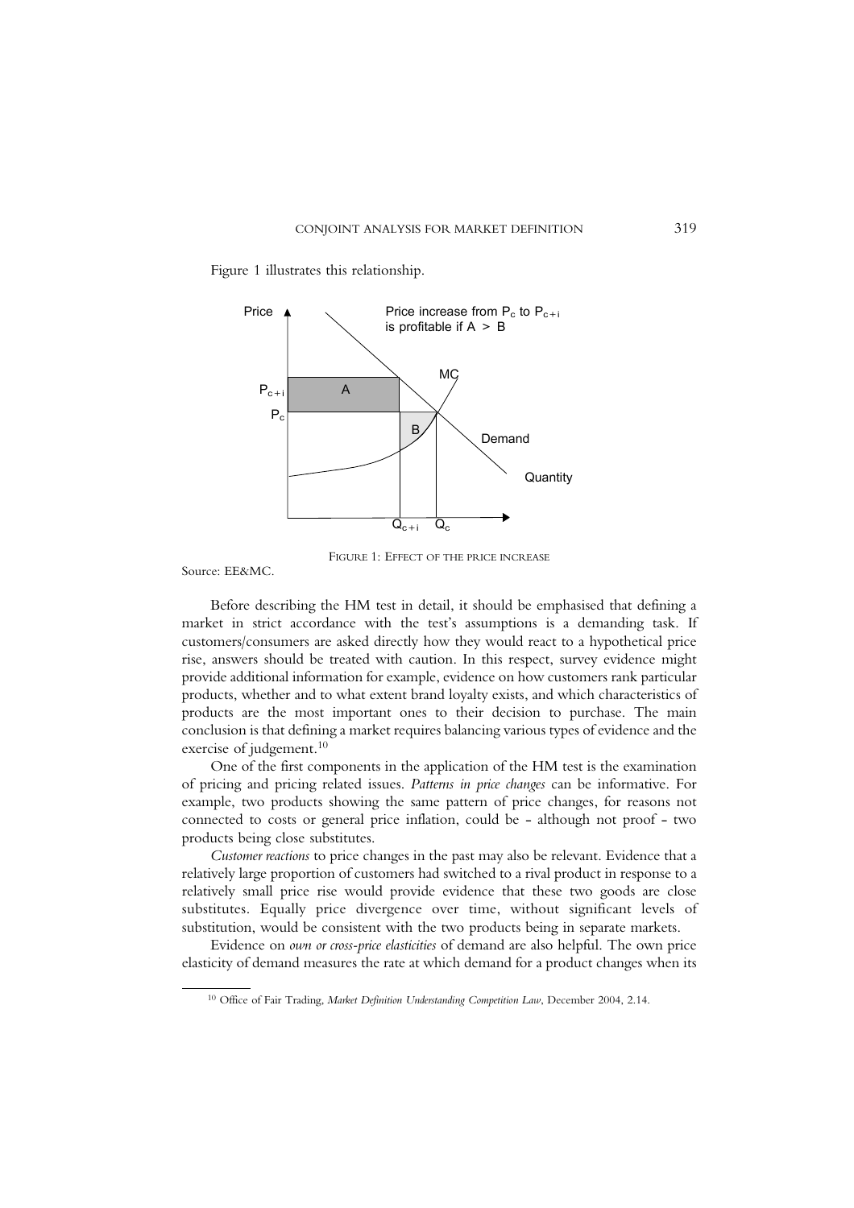Figure 1 illustrates this relationship.

FIGURE 1: EFFECT OF THE PRICE INCREASE

Source: EE&MC.

Before describing the HM test in detail, it should be emphasised that defining a market in strict accordance with the test's assumptions is a demanding task. If customers/consumers are asked directly how they would react to a hypothetical price rise, answers should be treated with caution. In this respect, survey evidence might provide additional information for example, evidence on how customers rank particular products, whether and to what extent brand loyalty exists, and which characteristics of products are the most important ones to their decision to purchase. The main conclusion is that defining a market requires balancing various types of evidence and the exercise of judgement.[10]

One of the first components in the application of the HM test is the examination of pricing and pricing related issues. *Patterns in price changes* can be informative. For example, two products showing the same pattern of price changes, for reasons not connected to costs or general price inflation, could be - although not proof - two products being close substitutes.

*Customer reactions* to price changes in the past may also be relevant. Evidence that a relatively large proportion of customers had switched to a rival product in response to a relatively small price rise would provide evidence that these two goods are close substitutes. Equally price divergence over time, without significant levels of substitution, would be consistent with the two products being in separate markets.

Evidence on *own or cross-price elasticities* of demand are also helpful. The own price elasticity of demand measures the rate at which demand for a product changes when its

[10] Office of Fair Trading, *Market Definition Understanding Competition Law*, December 2004, 2.14.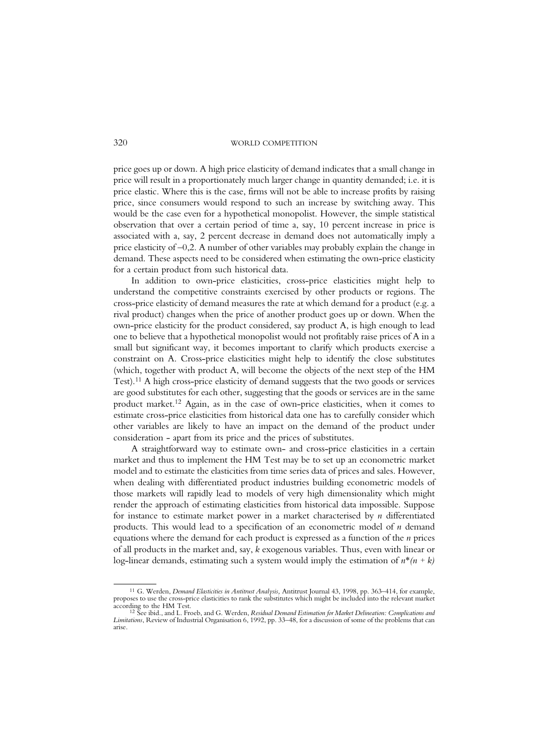price goes up or down. A high price elasticity of demand indicates that a small change in price will result in a proportionately much larger change in quantity demanded; i.e. it is price elastic. Where this is the case, firms will not be able to increase profits by raising price, since consumers would respond to such an increase by switching away. This would be the case even for a hypothetical monopolist. However, the simple statistical observation that over a certain period of time a, say, 10 percent increase in price is associated with a, say, 2 percent decrease in demand does not automatically imply a price elasticity of –0,2. A number of other variables may probably explain the change in demand. These aspects need to be considered when estimating the own-price elasticity for a certain product from such historical data.

In addition to own-price elasticities, cross-price elasticities might help to understand the competitive constraints exercised by other products or regions. The cross-price elasticity of demand measures the rate at which demand for a product (e.g. a rival product) changes when the price of another product goes up or down. When the own-price elasticity for the product considered, say product A, is high enough to lead one to believe that a hypothetical monopolist would not profitably raise prices of A in a small but significant way, it becomes important to clarify which products exercise a constraint on A. Cross-price elasticities might help to identify the close substitutes (which, together with product A, will become the objects of the next step of the HM Test).[11] A high cross-price elasticity of demand suggests that the two goods or services are good substitutes for each other, suggesting that the goods or services are in the same product market.[12] Again, as in the case of own-price elasticities, when it comes to estimate cross-price elasticities from historical data one has to carefully consider which other variables are likely to have an impact on the demand of the product under consideration - apart from its price and the prices of substitutes.

A straightforward way to estimate own- and cross-price elasticities in a certain market and thus to implement the HM Test may be to set up an econometric market model and to estimate the elasticities from time series data of prices and sales. However, when dealing with differentiated product industries building econometric models of those markets will rapidly lead to models of very high dimensionality which might render the approach of estimating elasticities from historical data impossible. Suppose for instance to estimate market power in a market characterised by $n$ differentiated products. This would lead to a specification of an econometric model of $n$ demand equations where the demand for each product is expressed as a function of the $n$ prices of all products in the market and, say, $k$ exogenous variables. Thus, even with linear or log-linear demands, estimating such a system would imply the estimation of $n*(n + k)$

---

[11] G. Werden, *Demand Elasticities in Antitrust Analysis,* Antitrust Journal 43, 1998, pp. 363–414, for example, proposes to use the cross-price elasticities to rank the substitutes which might be included into the relevant market according to the HM Test.

[12] See ibid., and L. Froeb, and G. Werden, *Residual Demand Estimation for Market Delineation: Complications and Limitations*, Review of Industrial Organisation 6, 1992, pp. 33–48, for a discussion of some of the problems that can arise.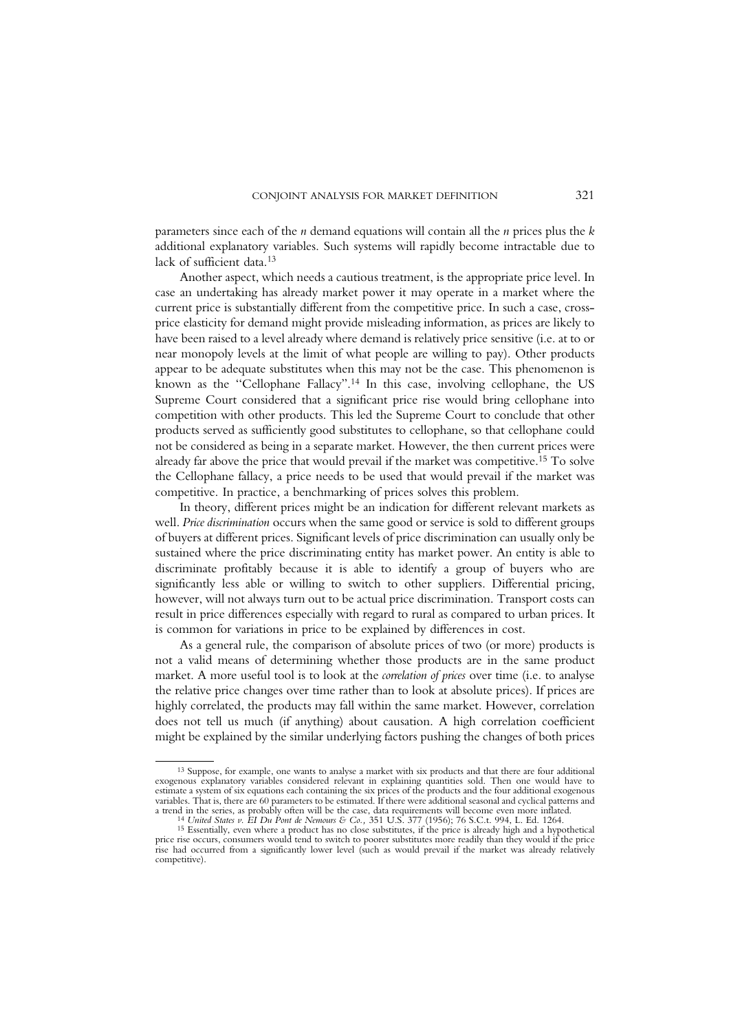parameters since each of the $n$ demand equations will contain all the $n$ prices plus the $k$ additional explanatory variables. Such systems will rapidly become intractable due to lack of sufficient data.[13]

Another aspect, which needs a cautious treatment, is the appropriate price level. In case an undertaking has already market power it may operate in a market where the current price is substantially different from the competitive price. In such a case, cross-price elasticity for demand might provide misleading information, as prices are likely to have been raised to a level already where demand is relatively price sensitive (i.e. at to or near monopoly levels at the limit of what people are willing to pay). Other products appear to be adequate substitutes when this may not be the case. This phenomenon is known as the "Cellophane Fallacy".[14] In this case, involving cellophane, the US Supreme Court considered that a significant price rise would bring cellophane into competition with other products. This led the Supreme Court to conclude that other products served as sufficiently good substitutes to cellophane, so that cellophane could not be considered as being in a separate market. However, the then current prices were already far above the price that would prevail if the market was competitive.[15] To solve the Cellophane fallacy, a price needs to be used that would prevail if the market was competitive. In practice, a benchmarking of prices solves this problem.

In theory, different prices might be an indication for different relevant markets as well. *Price discrimination* occurs when the same good or service is sold to different groups of buyers at different prices. Significant levels of price discrimination can usually only be sustained where the price discriminating entity has market power. An entity is able to discriminate profitably because it is able to identify a group of buyers who are significantly less able or willing to switch to other suppliers. Differential pricing, however, will not always turn out to be actual price discrimination. Transport costs can result in price differences especially with regard to rural as compared to urban prices. It is common for variations in price to be explained by differences in cost.

As a general rule, the comparison of absolute prices of two (or more) products is not a valid means of determining whether those products are in the same product market. A more useful tool is to look at the *correlation of prices* over time (i.e. to analyse the relative price changes over time rather than to look at absolute prices). If prices are highly correlated, the products may fall within the same market. However, correlation does not tell us much (if anything) about causation. A high correlation coefficient might be explained by the similar underlying factors pushing the changes of both prices

---

[13] Suppose, for example, one wants to analyse a market with six products and that there are four additional exogenous explanatory variables considered relevant in explaining quantities sold. Then one would have to estimate a system of six equations each containing the six prices of the products and the four additional exogenous variables. That is, there are 60 parameters to be estimated. If there were additional seasonal and cyclical patterns and a trend in the series, as probably often will be the case, data requirements will become even more inflated.

[14] *United States v. EI Du Pont de Nemours & Co.,* 351 U.S. 377 (1956); 76 S.C.t. 994, L. Ed. 1264.

[15] Essentially, even where a product has no close substitutes, if the price is already high and a hypothetical price rise occurs, consumers would tend to switch to poorer substitutes more readily than they would if the price rise had occurred from a significantly lower level (such as would prevail if the market was already relatively competitive).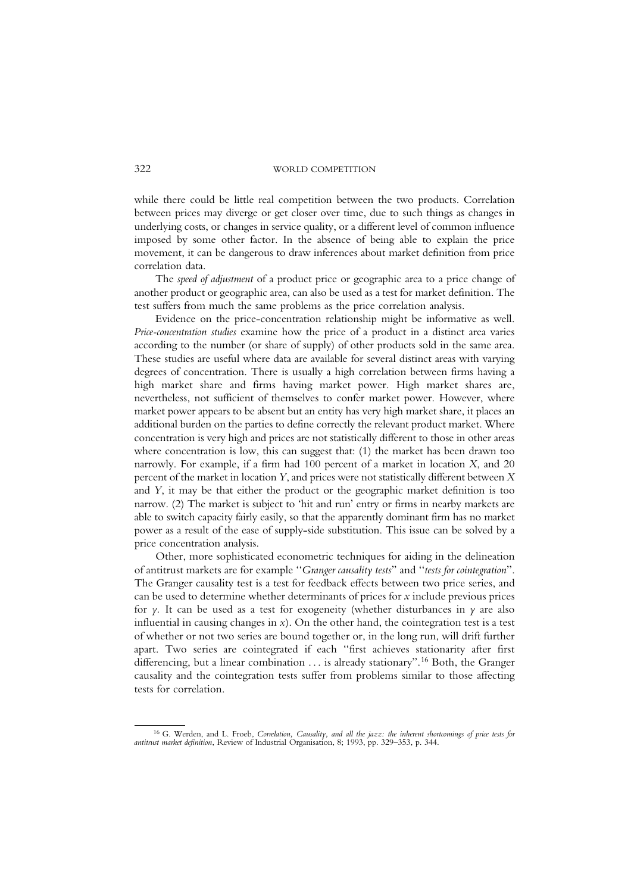while there could be little real competition between the two products. Correlation between prices may diverge or get closer over time, due to such things as changes in underlying costs, or changes in service quality, or a different level of common influence imposed by some other factor. In the absence of being able to explain the price movement, it can be dangerous to draw inferences about market definition from price correlation data.

The *speed of adjustment* of a product price or geographic area to a price change of another product or geographic area, can also be used as a test for market definition. The test suffers from much the same problems as the price correlation analysis.

Evidence on the price-concentration relationship might be informative as well. *Price-concentration studies* examine how the price of a product in a distinct area varies according to the number (or share of supply) of other products sold in the same area. These studies are useful where data are available for several distinct areas with varying degrees of concentration. There is usually a high correlation between firms having a high market share and firms having market power. High market shares are, nevertheless, not sufficient of themselves to confer market power. However, where market power appears to be absent but an entity has very high market share, it places an additional burden on the parties to define correctly the relevant product market. Where concentration is very high and prices are not statistically different to those in other areas where concentration is low, this can suggest that: (1) the market has been drawn too narrowly. For example, if a firm had 100 percent of a market in location *X*, and 20 percent of the market in location *Y*, and prices were not statistically different between *X* and *Y*, it may be that either the product or the geographic market definition is too narrow. (2) The market is subject to 'hit and run' entry or firms in nearby markets are able to switch capacity fairly easily, so that the apparently dominant firm has no market power as a result of the ease of supply-side substitution. This issue can be solved by a price concentration analysis.

Other, more sophisticated econometric techniques for aiding in the delineation of antitrust markets are for example "*Granger causality tests*" and "*tests for cointegration*". The Granger causality test is a test for feedback effects between two price series, and can be used to determine whether determinants of prices for $x$ include previous prices for $y$. It can be used as a test for exogeneity (whether disturbances in $y$ are also influential in causing changes in $x$). On the other hand, the cointegration test is a test of whether or not two series are bound together or, in the long run, will drift further apart. Two series are cointegrated if each "first achieves stationarity after first differencing, but a linear combination … is already stationary".[16] Both, the Granger causality and the cointegration tests suffer from problems similar to those affecting tests for correlation.

---

[16] G. Werden, and L. Froeb, *Correlation, Causality, and all the jazz: the inherent shortcomings of price tests for antitrust market definition*, Review of Industrial Organisation, 8; 1993, pp. 329–353, p. 344.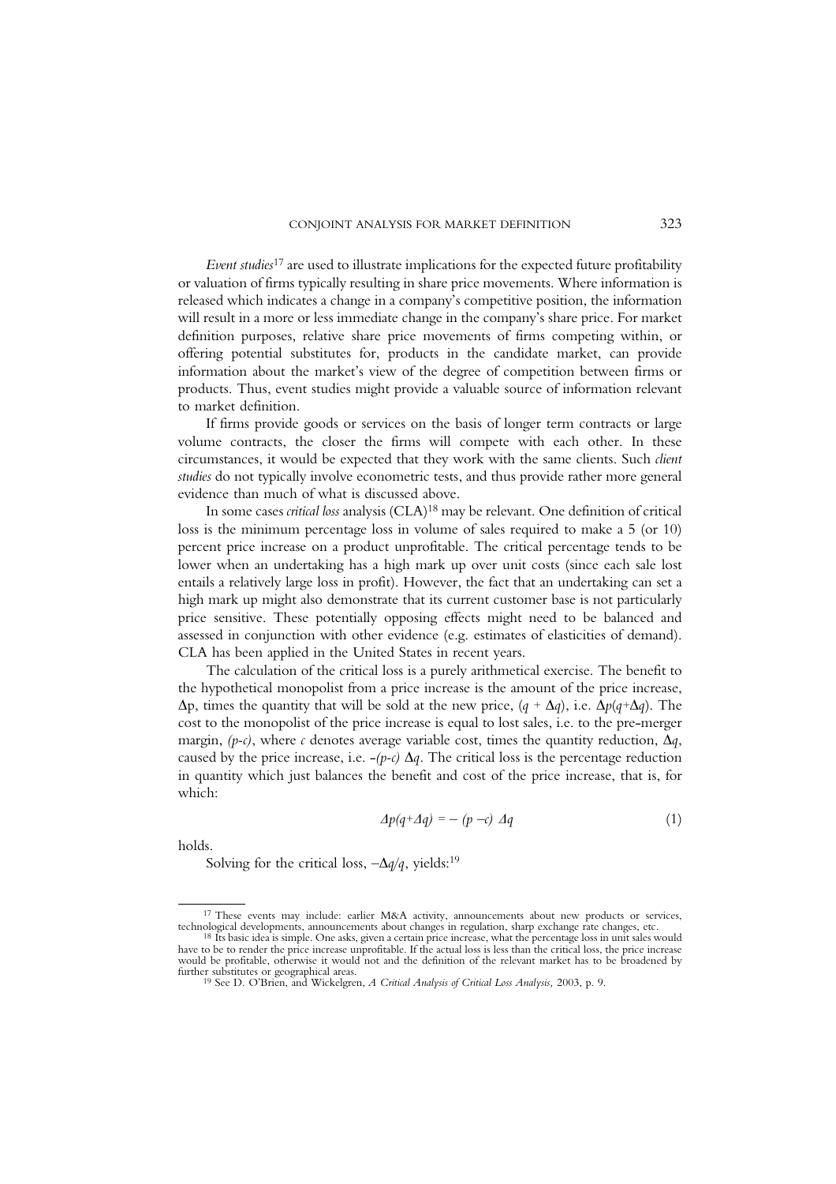*Event studies*[17] are used to illustrate implications for the expected future profitability or valuation of firms typically resulting in share price movements. Where information is released which indicates a change in a company's competitive position, the information will result in a more or less immediate change in the company's share price. For market definition purposes, relative share price movements of firms competing within, or offering potential substitutes for, products in the candidate market, can provide information about the market's view of the degree of competition between firms or products. Thus, event studies might provide a valuable source of information relevant to market definition.

If firms provide goods or services on the basis of longer term contracts or large volume contracts, the closer the firms will compete with each other. In these circumstances, it would be expected that they work with the same clients. Such *client studies* do not typically involve econometric tests, and thus provide rather more general evidence than much of what is discussed above.

In some cases *critical loss* analysis (CLA)[18] may be relevant. One definition of critical loss is the minimum percentage loss in volume of sales required to make a 5 (or 10) percent price increase on a product unprofitable. The critical percentage tends to be lower when an undertaking has a high mark up over unit costs (since each sale lost entails a relatively large loss in profit). However, the fact that an undertaking can set a high mark up might also demonstrate that its current customer base is not particularly price sensitive. These potentially opposing effects might need to be balanced and assessed in conjunction with other evidence (e.g. estimates of elasticities of demand). CLA has been applied in the United States in recent years.

The calculation of the critical loss is a purely arithmetical exercise. The benefit to the hypothetical monopolist from a price increase is the amount of the price increase, $\Delta p$, times the quantity that will be sold at the new price, $(q + \Delta q)$, i.e. $\Delta p(q+\Delta q)$. The cost to the monopolist of the price increase is equal to lost sales, i.e. to the pre-merger margin, $(p-c)$, where $c$ denotes average variable cost, times the quantity reduction, $\Delta q$, caused by the price increase, i.e. $-(p-c)\,\Delta q$. The critical loss is the percentage reduction in quantity which just balances the benefit and cost of the price increase, that is, for which:

$$\Delta p(q+\Delta q) = -(p-c)\,\Delta q \qquad (1)$$

holds.

Solving for the critical loss, $-\Delta q/q$, yields:[19]

[17] These events may include: earlier M&A activity, announcements about new products or services, technological developments, announcements about changes in regulation, sharp exchange rate changes, etc.

[18] Its basic idea is simple. One asks, given a certain price increase, what the percentage loss in unit sales would have to be to render the price increase unprofitable. If the actual loss is less than the critical loss, the price increase would be profitable, otherwise it would not and the definition of the relevant market has to be broadened by further substitutes or geographical areas.

[19] See D. O'Brien, and Wickelgren, *A Critical Analysis of Critical Loss Analysis*, 2003, p. 9.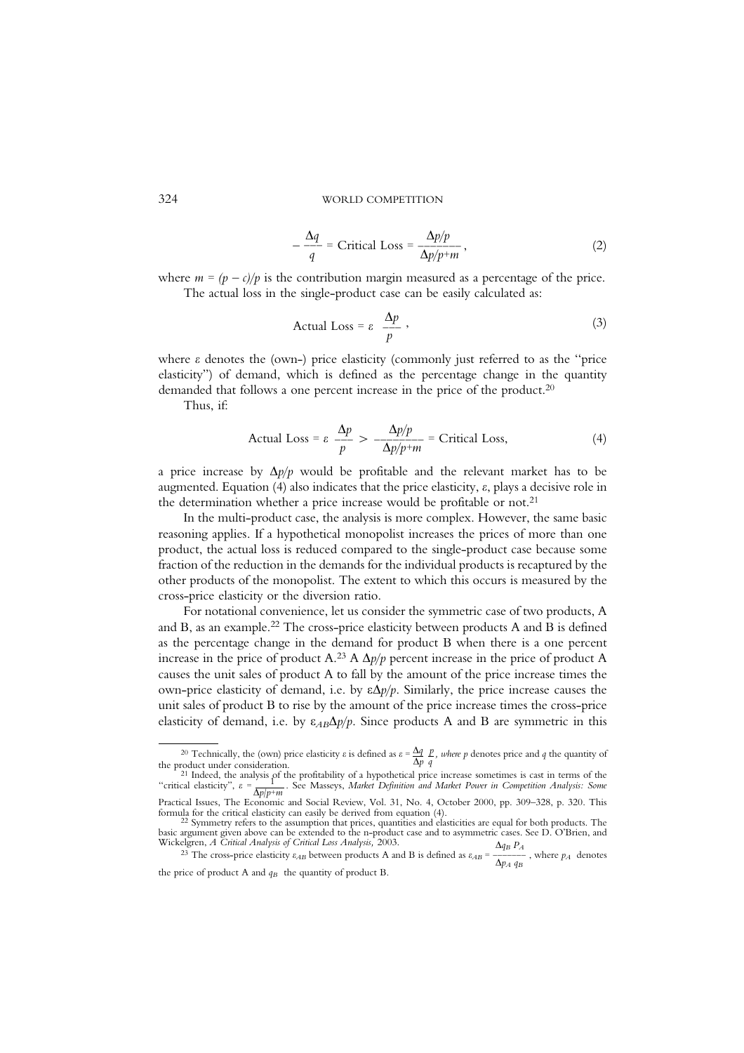$$-\frac{\Delta q}{q} = \text{Critical Loss} = \frac{\Delta p/p}{\Delta p/p+m}, \tag{2}$$

where $m = (p - c)/p$ is the contribution margin measured as a percentage of the price.

The actual loss in the single-product case can be easily calculated as:

$$\text{Actual Loss} = \varepsilon \; \frac{\Delta p}{p}, \tag{3}$$

where $\varepsilon$ denotes the (own-) price elasticity (commonly just referred to as the "price elasticity") of demand, which is defined as the percentage change in the quantity demanded that follows a one percent increase in the price of the product.[20]

Thus, if:

$$\text{Actual Loss} = \varepsilon \; \frac{\Delta p}{p} > \frac{\Delta p/p}{\Delta p/p+m} = \text{Critical Loss}, \tag{4}$$

a price increase by $\Delta p/p$ would be profitable and the relevant market has to be augmented. Equation (4) also indicates that the price elasticity, $\varepsilon$, plays a decisive role in the determination whether a price increase would be profitable or not.[21]

In the multi-product case, the analysis is more complex. However, the same basic reasoning applies. If a hypothetical monopolist increases the prices of more than one product, the actual loss is reduced compared to the single-product case because some fraction of the reduction in the demands for the individual products is recaptured by the other products of the monopolist. The extent to which this occurs is measured by the cross-price elasticity or the diversion ratio.

For notational convenience, let us consider the symmetric case of two products, A and B, as an example.[22] The cross-price elasticity between products A and B is defined as the percentage change in the demand for product B when there is a one percent increase in the price of product A.[23] A $\Delta p/p$ percent increase in the price of product A causes the unit sales of product A to fall by the amount of the price increase times the own-price elasticity of demand, i.e. by $\varepsilon\Delta p/p$. Similarly, the price increase causes the unit sales of product B to rise by the amount of the price increase times the cross-price elasticity of demand, i.e. by $\varepsilon_{AB}\Delta p/p$. Since products A and B are symmetric in this

---

[20] Technically, the (own) price elasticity $\varepsilon$ is defined as $\varepsilon = \frac{\Delta q}{\Delta p}\frac{p}{q}$, *where p* denotes price and *q* the quantity of the product under consideration.

[21] Indeed, the analysis of the profitability of a hypothetical price increase sometimes is cast in terms of the "critical elasticity", $\varepsilon = \frac{1}{\Delta p/p+m}$. See Masseys, *Market Definition and Market Power in Competition Analysis: Some* Practical Issues, The Economic and Social Review, Vol. 31, No. 4, October 2000, pp. 309–328, p. 320. This formula for the critical elasticity can easily be derived from equation (4).

[22] Symmetry refers to the assumption that prices, quantities and elasticities are equal for both products. The basic argument given above can be extended to the n-product case and to asymmetric cases. See D. O'Brien, and Wickelgren, *A Critical Analysis of Critical Loss Analysis*, 2003.

[23] The cross-price elasticity $\varepsilon_{AB}$ between products A and B is defined as $\varepsilon_{AB} = \frac{\Delta q_B \; P_A}{\Delta p_A \; q_B}$, where $p_A$ denotes the price of product A and $q_B$ the quantity of product B.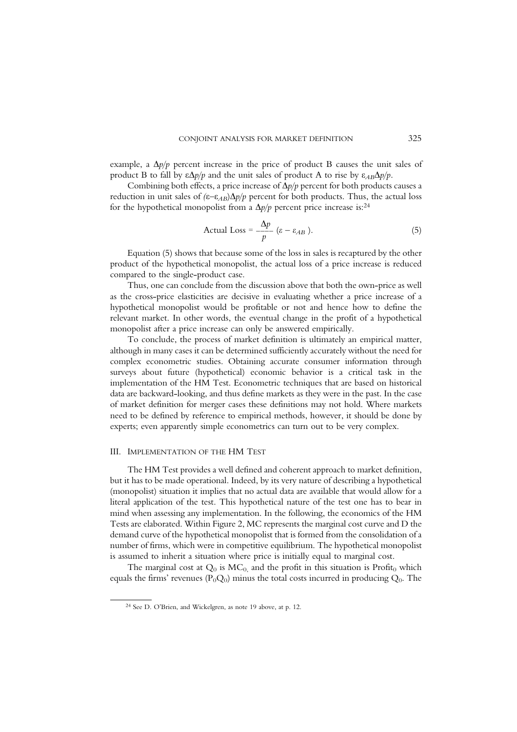example, a $\Delta p/p$ percent increase in the price of product B causes the unit sales of product B to fall by $\varepsilon\Delta p/p$ and the unit sales of product A to rise by $\varepsilon_{AB}\Delta p/p$.

Combining both effects, a price increase of $\Delta p/p$ percent for both products causes a reduction in unit sales of $(\varepsilon - \varepsilon_{AB})\Delta p/p$ percent for both products. Thus, the actual loss for the hypothetical monopolist from a $\Delta p/p$ percent price increase is:[24]

$$\text{Actual Loss} = \frac{\Delta p}{p}\,(\varepsilon - \varepsilon_{AB}). \tag{5}$$

Equation (5) shows that because some of the loss in sales is recaptured by the other product of the hypothetical monopolist, the actual loss of a price increase is reduced compared to the single-product case.

Thus, one can conclude from the discussion above that both the own-price as well as the cross-price elasticities are decisive in evaluating whether a price increase of a hypothetical monopolist would be profitable or not and hence how to define the relevant market. In other words, the eventual change in the profit of a hypothetical monopolist after a price increase can only be answered empirically.

To conclude, the process of market definition is ultimately an empirical matter, although in many cases it can be determined sufficiently accurately without the need for complex econometric studies. Obtaining accurate consumer information through surveys about future (hypothetical) economic behavior is a critical task in the implementation of the HM Test. Econometric techniques that are based on historical data are backward-looking, and thus define markets as they were in the past. In the case of market definition for merger cases these definitions may not hold. Where markets need to be defined by reference to empirical methods, however, it should be done by experts; even apparently simple econometrics can turn out to be very complex.

## III. Implementation of the HM Test

The HM Test provides a well defined and coherent approach to market definition, but it has to be made operational. Indeed, by its very nature of describing a hypothetical (monopolist) situation it implies that no actual data are available that would allow for a literal application of the test. This hypothetical nature of the test one has to bear in mind when assessing any implementation. In the following, the economics of the HM Tests are elaborated. Within Figure 2, MC represents the marginal cost curve and D the demand curve of the hypothetical monopolist that is formed from the consolidation of a number of firms, which were in competitive equilibrium. The hypothetical monopolist is assumed to inherit a situation where price is initially equal to marginal cost.

The marginal cost at $Q_0$ is $MC_0$, and the profit in this situation is $\text{Profit}_0$ which equals the firms' revenues ($P_0Q_0$) minus the total costs incurred in producing $Q_0$. The

[24] See D. O'Brien, and Wickelgren, as note 19 above, at p. 12.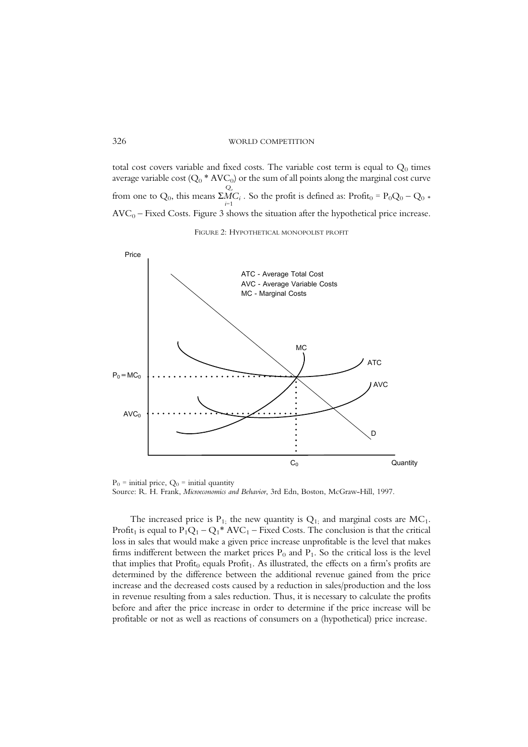total cost covers variable and fixed costs. The variable cost term is equal to $Q_0$ times average variable cost ($Q_0 * AVC_0$) or the sum of all points along the marginal cost curve from one to $Q_0$, this means $\sum_{i=1}^{Q_o} MC_i$ . So the profit is defined as: $\text{Profit}_0 = P_0Q_0 - Q_0 * AVC_0 - \text{Fixed Costs}$. Figure 3 shows the situation after the hypothetical price increase.

FIGURE 2: HYPOTHETICAL MONOPOLIST PROFIT

$P_0$ = initial price, $Q_0$ = initial quantity
Source: R. H. Frank, *Microeconomics and Behavior*, 3rd Edn, Boston, McGraw-Hill, 1997.

The increased price is $P_1$; the new quantity is $Q_1$; and marginal costs are $MC_1$. $\text{Profit}_1$ is equal to $P_1Q_1 - Q_1 * AVC_1 - \text{Fixed Costs}$. The conclusion is that the critical loss in sales that would make a given price increase unprofitable is the level that makes firms indifferent between the market prices $P_0$ and $P_1$. So the critical loss is the level that implies that $\text{Profit}_0$ equals $\text{Profit}_1$. As illustrated, the effects on a firm's profits are determined by the difference between the additional revenue gained from the price increase and the decreased costs caused by a reduction in sales/production and the loss in revenue resulting from a sales reduction. Thus, it is necessary to calculate the profits before and after the price increase in order to determine if the price increase will be profitable or not as well as reactions of consumers on a (hypothetical) price increase.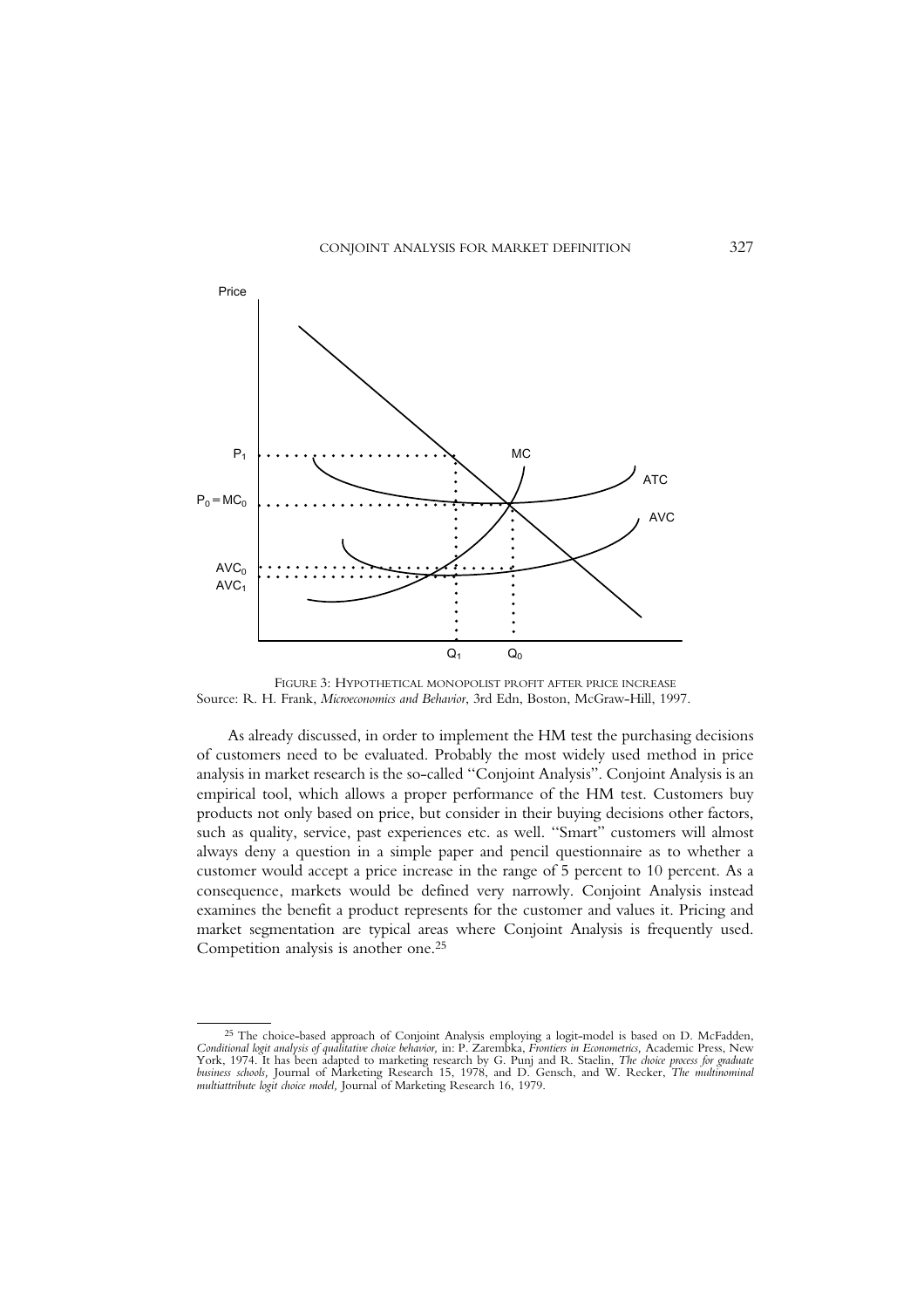FIGURE 3: HYPOTHETICAL MONOPOLIST PROFIT AFTER PRICE INCREASE
Source: R. H. Frank, *Microeconomics and Behavior*, 3rd Edn, Boston, McGraw-Hill, 1997.

As already discussed, in order to implement the HM test the purchasing decisions of customers need to be evaluated. Probably the most widely used method in price analysis in market research is the so-called "Conjoint Analysis". Conjoint Analysis is an empirical tool, which allows a proper performance of the HM test. Customers buy products not only based on price, but consider in their buying decisions other factors, such as quality, service, past experiences etc. as well. "Smart" customers will almost always deny a question in a simple paper and pencil questionnaire as to whether a customer would accept a price increase in the range of 5 percent to 10 percent. As a consequence, markets would be defined very narrowly. Conjoint Analysis instead examines the benefit a product represents for the customer and values it. Pricing and market segmentation are typical areas where Conjoint Analysis is frequently used. Competition analysis is another one.[25]

---

[25] The choice-based approach of Conjoint Analysis employing a logit-model is based on D. McFadden, *Conditional logit analysis of qualitative choice behavior*, in: P. Zarembka, *Frontiers in Econometrics*, Academic Press, New York, 1974. It has been adapted to marketing research by G. Punj and R. Staelin, *The choice process for graduate business schools*, Journal of Marketing Research 15, 1978, and D. Gensch, and W. Recker, *The multinominal multiattribute logit choice model*, Journal of Marketing Research 16, 1979.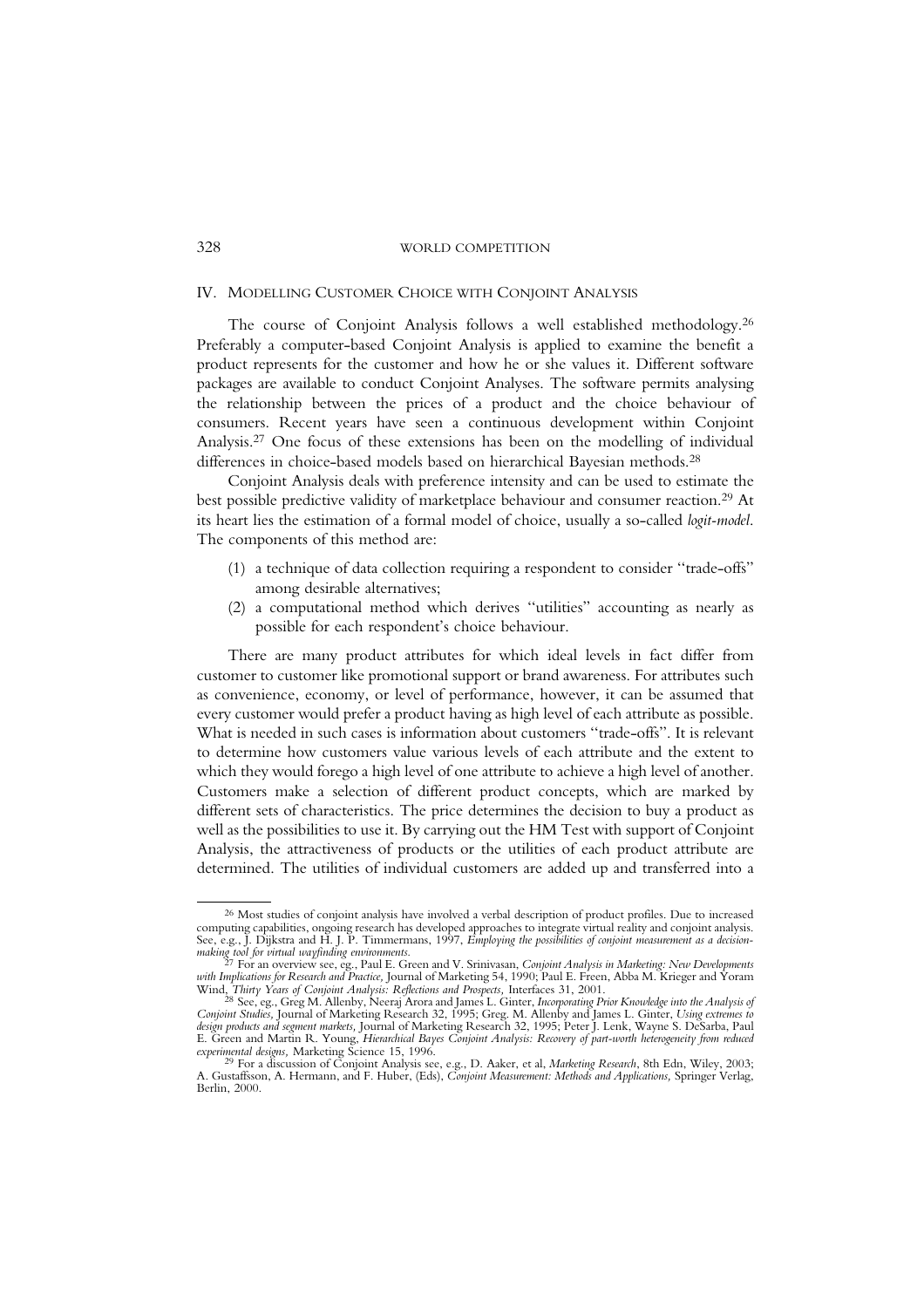## IV. Modelling Customer Choice with Conjoint Analysis

The course of Conjoint Analysis follows a well established methodology.[26] Preferably a computer-based Conjoint Analysis is applied to examine the benefit a product represents for the customer and how he or she values it. Different software packages are available to conduct Conjoint Analyses. The software permits analysing the relationship between the prices of a product and the choice behaviour of consumers. Recent years have seen a continuous development within Conjoint Analysis.[27] One focus of these extensions has been on the modelling of individual differences in choice-based models based on hierarchical Bayesian methods.[28]

Conjoint Analysis deals with preference intensity and can be used to estimate the best possible predictive validity of marketplace behaviour and consumer reaction.[29] At its heart lies the estimation of a formal model of choice, usually a so-called *logit-model*. The components of this method are:

(1) a technique of data collection requiring a respondent to consider "trade-offs" among desirable alternatives;

(2) a computational method which derives "utilities" accounting as nearly as possible for each respondent's choice behaviour.

There are many product attributes for which ideal levels in fact differ from customer to customer like promotional support or brand awareness. For attributes such as convenience, economy, or level of performance, however, it can be assumed that every customer would prefer a product having as high level of each attribute as possible. What is needed in such cases is information about customers "trade-offs". It is relevant to determine how customers value various levels of each attribute and the extent to which they would forego a high level of one attribute to achieve a high level of another. Customers make a selection of different product concepts, which are marked by different sets of characteristics. The price determines the decision to buy a product as well as the possibilities to use it. By carrying out the HM Test with support of Conjoint Analysis, the attractiveness of products or the utilities of each product attribute are determined. The utilities of individual customers are added up and transferred into a

---

[26] Most studies of conjoint analysis have involved a verbal description of product profiles. Due to increased computing capabilities, ongoing research has developed approaches to integrate virtual reality and conjoint analysis. See, e.g., J. Dijkstra and H. J. P. Timmermans, 1997, *Employing the possibilities of conjoint measurement as a decision-making tool for virtual wayfinding environments*.

[27] For an overview see, eg., Paul E. Green and V. Srinivasan, *Conjoint Analysis in Marketing: New Developments with Implications for Research and Practice,* Journal of Marketing 54, 1990; Paul E. Freen, Abba M. Krieger and Yoram Wind, *Thirty Years of Conjoint Analysis: Reflections and Prospects,* Interfaces 31, 2001.

[28] See, eg., Greg M. Allenby, Neeraj Arora and James L. Ginter, *Incorporating Prior Knowledge into the Analysis of Conjoint Studies,* Journal of Marketing Research 32, 1995; Greg. M. Allenby and James L. Ginter, *Using extremes to design products and segment markets,* Journal of Marketing Research 32, 1995; Peter J. Lenk, Wayne S. DeSarba, Paul E. Green and Martin R. Young, *Hierarchical Bayes Conjoint Analysis: Recovery of part-worth heterogeneity from reduced experimental designs,* Marketing Science 15, 1996.

[29] For a discussion of Conjoint Analysis see, e.g., D. Aaker, et al, *Marketing Research*, 8th Edn, Wiley, 2003; A. Gustaffsson, A. Hermann, and F. Huber, (Eds), *Conjoint Measurement: Methods and Applications,* Springer Verlag, Berlin, 2000.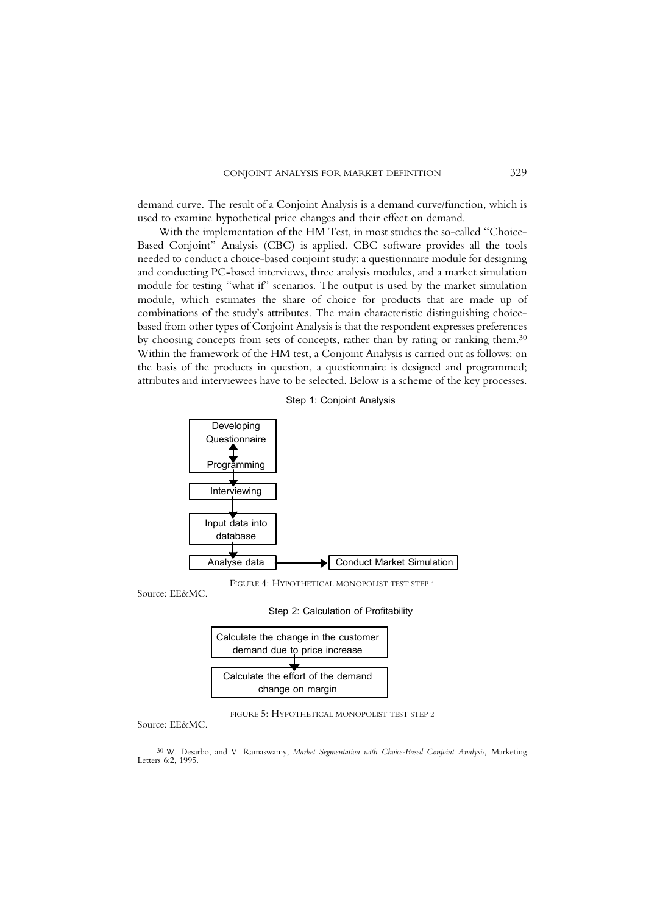demand curve. The result of a Conjoint Analysis is a demand curve/function, which is used to examine hypothetical price changes and their effect on demand.

With the implementation of the HM Test, in most studies the so-called "Choice-Based Conjoint" Analysis (CBC) is applied. CBC software provides all the tools needed to conduct a choice-based conjoint study: a questionnaire module for designing and conducting PC-based interviews, three analysis modules, and a market simulation module for testing "what if" scenarios. The output is used by the market simulation module, which estimates the share of choice for products that are made up of combinations of the study's attributes. The main characteristic distinguishing choice-based from other types of Conjoint Analysis is that the respondent expresses preferences by choosing concepts from sets of concepts, rather than by rating or ranking them.[30] Within the framework of the HM test, a Conjoint Analysis is carried out as follows: on the basis of the products in question, a questionnaire is designed and programmed; attributes and interviewees have to be selected. Below is a scheme of the key processes.

Step 1: Conjoint Analysis

Developing Questionnaire ↕ Programming → Interviewing → Input data into database → Analyse data → Conduct Market Simulation

FIGURE 4: HYPOTHETICAL MONOPOLIST TEST STEP 1

Source: EE&MC.

Step 2: Calculation of Profitability

Calculate the change in the customer demand due to price increase → Calculate the effort of the demand change on margin

FIGURE 5: HYPOTHETICAL MONOPOLIST TEST STEP 2

Source: EE&MC.

---

[30] W. Desarbo, and V. Ramaswamy, *Market Segmentation with Choice-Based Conjoint Analysis,* Marketing Letters 6:2, 1995.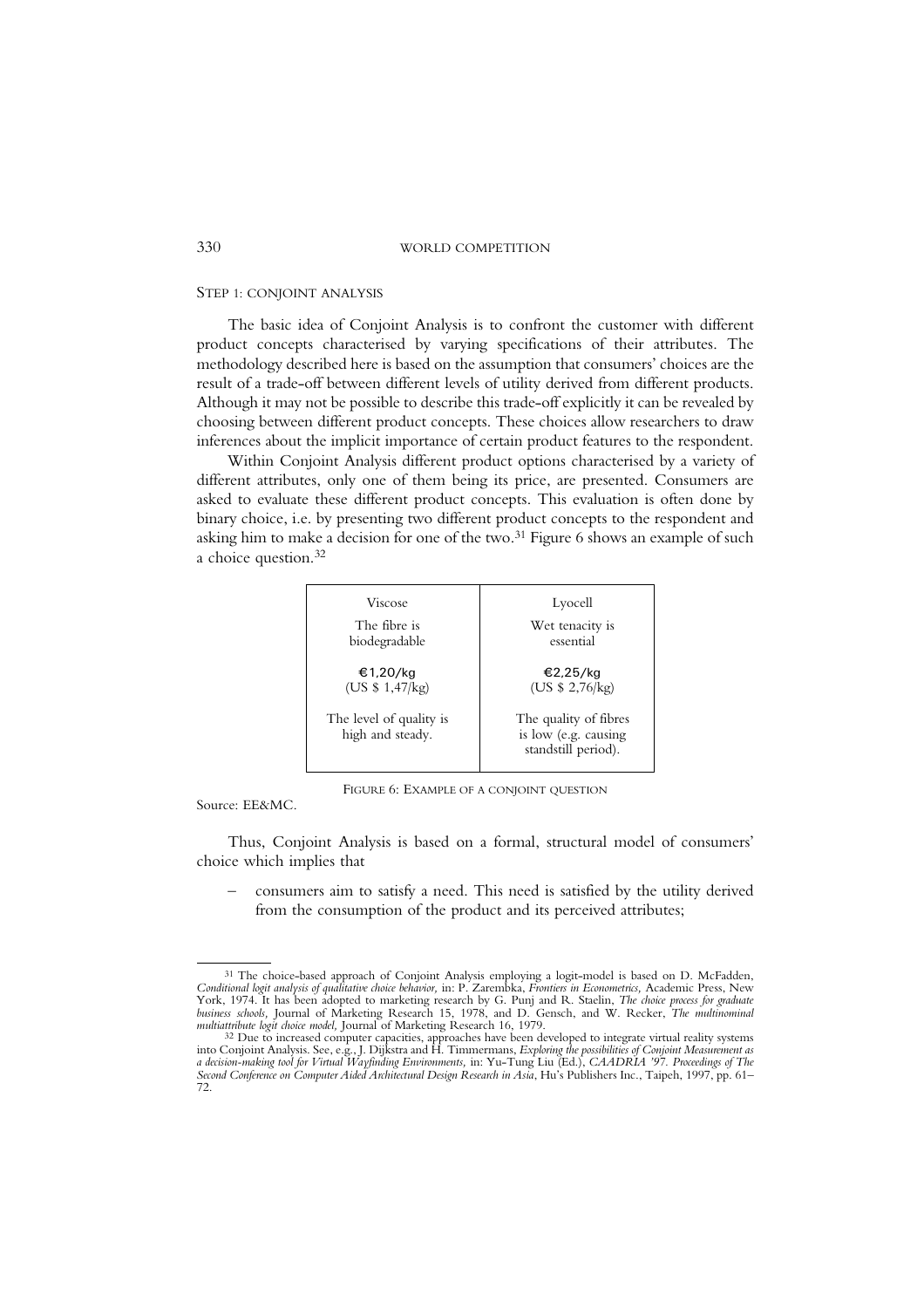### STEP 1: CONJOINT ANALYSIS

The basic idea of Conjoint Analysis is to confront the customer with different product concepts characterised by varying specifications of their attributes. The methodology described here is based on the assumption that consumers' choices are the result of a trade-off between different levels of utility derived from different products. Although it may not be possible to describe this trade-off explicitly it can be revealed by choosing between different product concepts. These choices allow researchers to draw inferences about the implicit importance of certain product features to the respondent.

Within Conjoint Analysis different product options characterised by a variety of different attributes, only one of them being its price, are presented. Consumers are asked to evaluate these different product concepts. This evaluation is often done by binary choice, i.e. by presenting two different product concepts to the respondent and asking him to make a decision for one of the two.[31] Figure 6 shows an example of such a choice question.[32]

| Viscose | Lyocell |
|---|---|
| The fibre is biodegradable | Wet tenacity is essential |
| €1,20/kg (US $ 1,47/kg) | €2,25/kg (US $ 2,76/kg) |
| The level of quality is high and steady. | The quality of fibres is low (e.g. causing standstill period). |

FIGURE 6: EXAMPLE OF A CONJOINT QUESTION

Source: EE&MC.

Thus, Conjoint Analysis is based on a formal, structural model of consumers' choice which implies that

– consumers aim to satisfy a need. This need is satisfied by the utility derived from the consumption of the product and its perceived attributes;

---

[31] The choice-based approach of Conjoint Analysis employing a logit-model is based on D. McFadden, *Conditional logit analysis of qualitative choice behavior,* in: P. Zarembka, *Frontiers in Econometrics,* Academic Press, New York, 1974. It has been adopted to marketing research by G. Punj and R. Staelin, *The choice process for graduate business schools,* Journal of Marketing Research 15, 1978, and D. Gensch, and W. Recker, *The multinominal multiattribute logit choice model,* Journal of Marketing Research 16, 1979.

[32] Due to increased computer capacities, approaches have been developed to integrate virtual reality systems into Conjoint Analysis. See, e.g., J. Dijkstra and H. Timmermans, *Exploring the possibilities of Conjoint Measurement as a decision-making tool for Virtual Wayfinding Environments,* in: Yu-Tung Liu (Ed.), *CAADRIA '97. Proceedings of The Second Conference on Computer Aided Architectural Design Research in Asia*, Hu's Publishers Inc., Taipeh, 1997, pp. 61–72.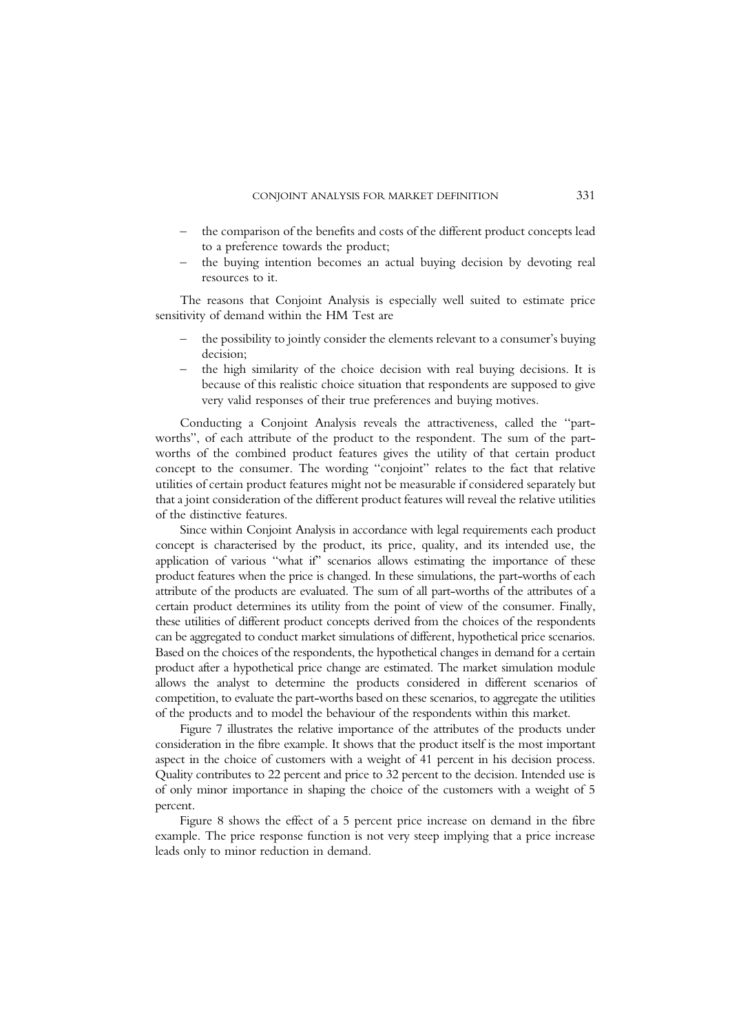- the comparison of the benefits and costs of the different product concepts lead to a preference towards the product;
- the buying intention becomes an actual buying decision by devoting real resources to it.

The reasons that Conjoint Analysis is especially well suited to estimate price sensitivity of demand within the HM Test are

- the possibility to jointly consider the elements relevant to a consumer's buying decision;
- the high similarity of the choice decision with real buying decisions. It is because of this realistic choice situation that respondents are supposed to give very valid responses of their true preferences and buying motives.

Conducting a Conjoint Analysis reveals the attractiveness, called the "part-worths", of each attribute of the product to the respondent. The sum of the part-worths of the combined product features gives the utility of that certain product concept to the consumer. The wording "conjoint" relates to the fact that relative utilities of certain product features might not be measurable if considered separately but that a joint consideration of the different product features will reveal the relative utilities of the distinctive features.

Since within Conjoint Analysis in accordance with legal requirements each product concept is characterised by the product, its price, quality, and its intended use, the application of various "what if" scenarios allows estimating the importance of these product features when the price is changed. In these simulations, the part-worths of each attribute of the products are evaluated. The sum of all part-worths of the attributes of a certain product determines its utility from the point of view of the consumer. Finally, these utilities of different product concepts derived from the choices of the respondents can be aggregated to conduct market simulations of different, hypothetical price scenarios. Based on the choices of the respondents, the hypothetical changes in demand for a certain product after a hypothetical price change are estimated. The market simulation module allows the analyst to determine the products considered in different scenarios of competition, to evaluate the part-worths based on these scenarios, to aggregate the utilities of the products and to model the behaviour of the respondents within this market.

Figure 7 illustrates the relative importance of the attributes of the products under consideration in the fibre example. It shows that the product itself is the most important aspect in the choice of customers with a weight of 41 percent in his decision process. Quality contributes to 22 percent and price to 32 percent to the decision. Intended use is of only minor importance in shaping the choice of the customers with a weight of 5 percent.

Figure 8 shows the effect of a 5 percent price increase on demand in the fibre example. The price response function is not very steep implying that a price increase leads only to minor reduction in demand.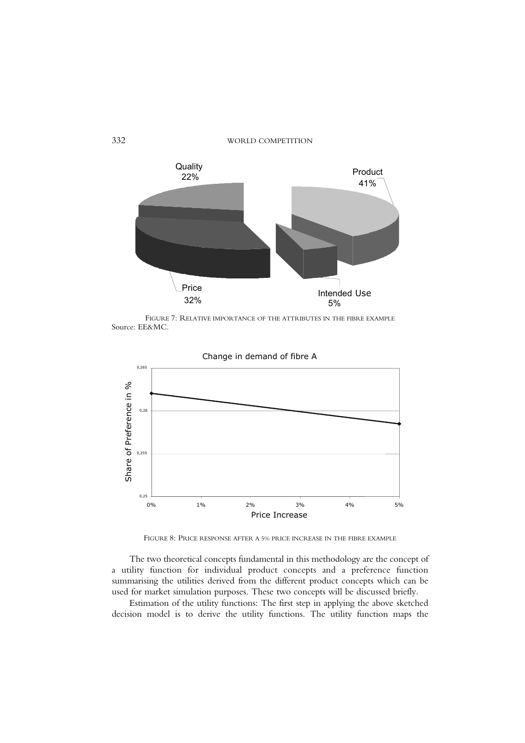FIGURE 7: RELATIVE IMPORTANCE OF THE ATTRIBUTES IN THE FIBRE EXAMPLE
Source: EE&MC.

FIGURE 8: PRICE RESPONSE AFTER A 5% PRICE INCREASE IN THE FIBRE EXAMPLE

The two theoretical concepts fundamental in this methodology are the concept of a utility function for individual product concepts and a preference function summarising the utilities derived from the different product concepts which can be used for market simulation purposes. These two concepts will be discussed briefly.

Estimation of the utility functions: The first step in applying the above sketched decision model is to derive the utility functions. The utility function maps the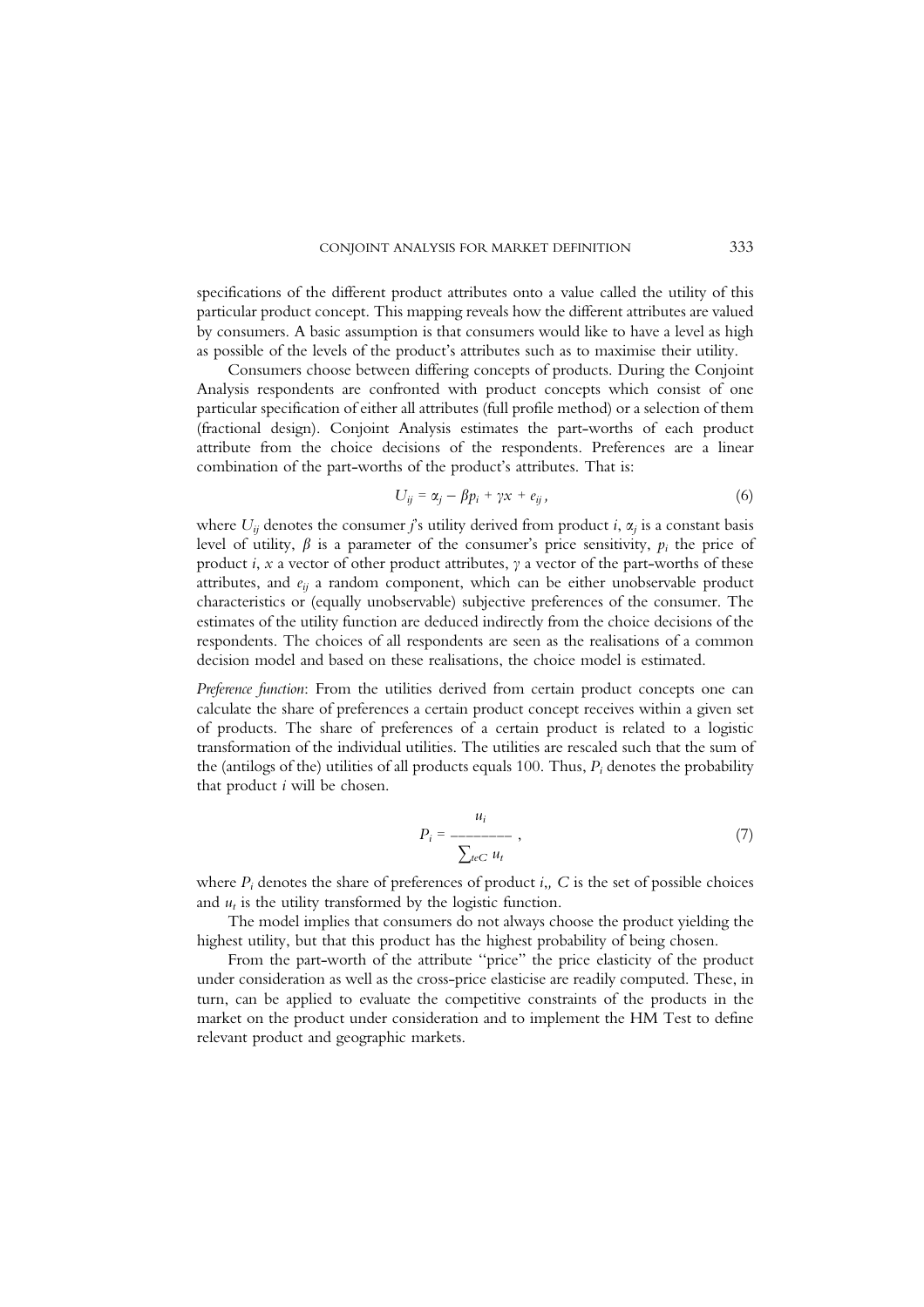specifications of the different product attributes onto a value called the utility of this particular product concept. This mapping reveals how the different attributes are valued by consumers. A basic assumption is that consumers would like to have a level as high as possible of the levels of the product's attributes such as to maximise their utility.

Consumers choose between differing concepts of products. During the Conjoint Analysis respondents are confronted with product concepts which consist of one particular specification of either all attributes (full profile method) or a selection of them (fractional design). Conjoint Analysis estimates the part-worths of each product attribute from the choice decisions of the respondents. Preferences are a linear combination of the part-worths of the product's attributes. That is:

$$U_{ij} = \alpha_j - \beta p_i + \gamma x + e_{ij}, \tag{6}$$

where $U_{ij}$ denotes the consumer $j$'s utility derived from product $i$, $\alpha_j$ is a constant basis level of utility, $\beta$ is a parameter of the consumer's price sensitivity, $p_i$ the price of product $i$, $x$ a vector of other product attributes, $\gamma$ a vector of the part-worths of these attributes, and $e_{ij}$ a random component, which can be either unobservable product characteristics or (equally unobservable) subjective preferences of the consumer. The estimates of the utility function are deduced indirectly from the choice decisions of the respondents. The choices of all respondents are seen as the realisations of a common decision model and based on these realisations, the choice model is estimated.

*Preference function*: From the utilities derived from certain product concepts one can calculate the share of preferences a certain product concept receives within a given set of products. The share of preferences of a certain product is related to a logistic transformation of the individual utilities. The utilities are rescaled such that the sum of the (antilogs of the) utilities of all products equals 100. Thus, $P_i$ denotes the probability that product $i$ will be chosen.

$$P_i = \frac{u_i}{\sum_{t \in C} u_t}, \tag{7}$$

where $P_i$ denotes the share of preferences of product $i$,, $C$ is the set of possible choices and $u_t$ is the utility transformed by the logistic function.

The model implies that consumers do not always choose the product yielding the highest utility, but that this product has the highest probability of being chosen.

From the part-worth of the attribute "price" the price elasticity of the product under consideration as well as the cross-price elasticise are readily computed. These, in turn, can be applied to evaluate the competitive constraints of the products in the market on the product under consideration and to implement the HM Test to define relevant product and geographic markets.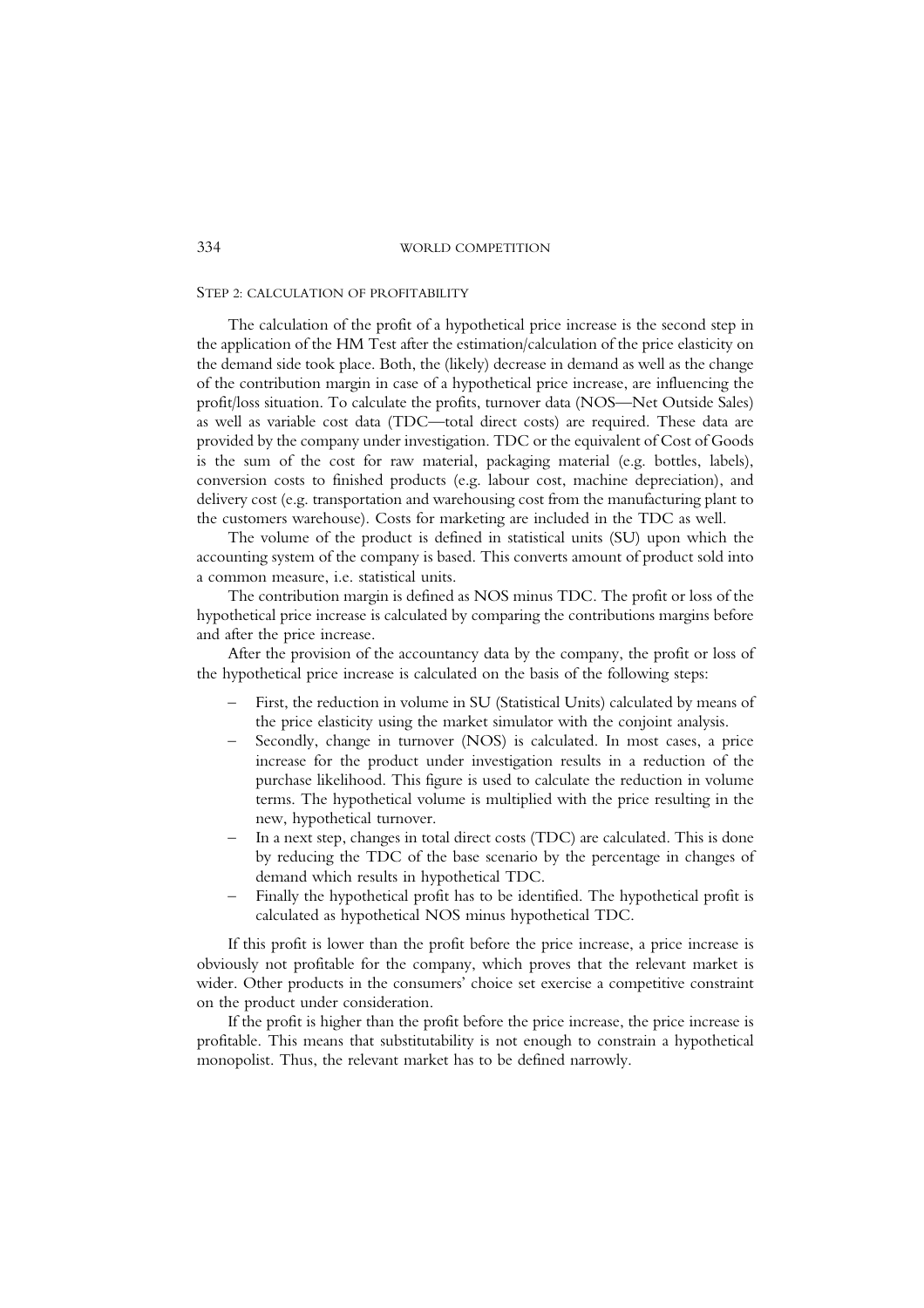### Step 2: Calculation of Profitability

The calculation of the profit of a hypothetical price increase is the second step in the application of the HM Test after the estimation/calculation of the price elasticity on the demand side took place. Both, the (likely) decrease in demand as well as the change of the contribution margin in case of a hypothetical price increase, are influencing the profit/loss situation. To calculate the profits, turnover data (NOS—Net Outside Sales) as well as variable cost data (TDC—total direct costs) are required. These data are provided by the company under investigation. TDC or the equivalent of Cost of Goods is the sum of the cost for raw material, packaging material (e.g. bottles, labels), conversion costs to finished products (e.g. labour cost, machine depreciation), and delivery cost (e.g. transportation and warehousing cost from the manufacturing plant to the customers warehouse). Costs for marketing are included in the TDC as well.

The volume of the product is defined in statistical units (SU) upon which the accounting system of the company is based. This converts amount of product sold into a common measure, i.e. statistical units.

The contribution margin is defined as NOS minus TDC. The profit or loss of the hypothetical price increase is calculated by comparing the contributions margins before and after the price increase.

After the provision of the accountancy data by the company, the profit or loss of the hypothetical price increase is calculated on the basis of the following steps:

- First, the reduction in volume in SU (Statistical Units) calculated by means of the price elasticity using the market simulator with the conjoint analysis.
- Secondly, change in turnover (NOS) is calculated. In most cases, a price increase for the product under investigation results in a reduction of the purchase likelihood. This figure is used to calculate the reduction in volume terms. The hypothetical volume is multiplied with the price resulting in the new, hypothetical turnover.
- In a next step, changes in total direct costs (TDC) are calculated. This is done by reducing the TDC of the base scenario by the percentage in changes of demand which results in hypothetical TDC.
- Finally the hypothetical profit has to be identified. The hypothetical profit is calculated as hypothetical NOS minus hypothetical TDC.

If this profit is lower than the profit before the price increase, a price increase is obviously not profitable for the company, which proves that the relevant market is wider. Other products in the consumers' choice set exercise a competitive constraint on the product under consideration.

If the profit is higher than the profit before the price increase, the price increase is profitable. This means that substitutability is not enough to constrain a hypothetical monopolist. Thus, the relevant market has to be defined narrowly.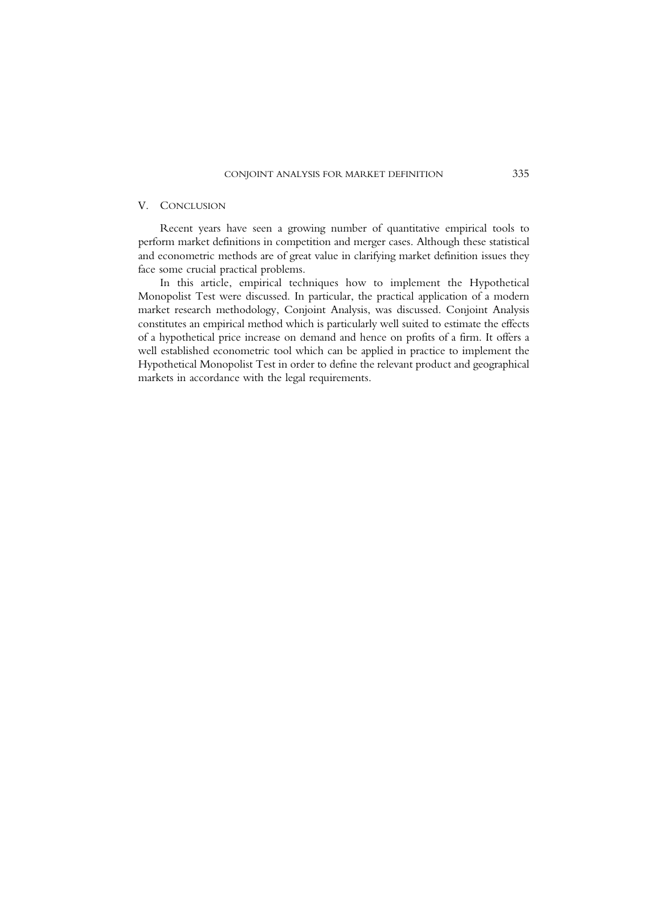## V. Conclusion

Recent years have seen a growing number of quantitative empirical tools to perform market definitions in competition and merger cases. Although these statistical and econometric methods are of great value in clarifying market definition issues they face some crucial practical problems.

In this article, empirical techniques how to implement the Hypothetical Monopolist Test were discussed. In particular, the practical application of a modern market research methodology, Conjoint Analysis, was discussed. Conjoint Analysis constitutes an empirical method which is particularly well suited to estimate the effects of a hypothetical price increase on demand and hence on profits of a firm. It offers a well established econometric tool which can be applied in practice to implement the Hypothetical Monopolist Test in order to define the relevant product and geographical markets in accordance with the legal requirements.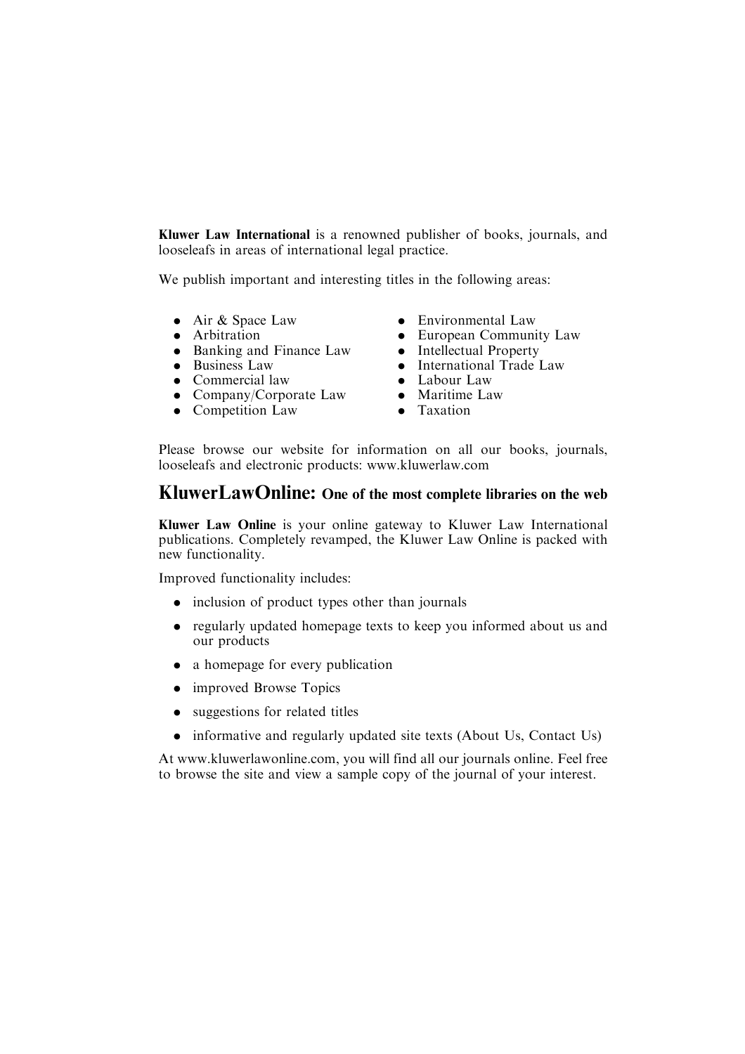**Kluwer Law International** is a renowned publisher of books, journals, and looseleafs in areas of international legal practice.

We publish important and interesting titles in the following areas:

- Air & Space Law
- Arbitration
- Banking and Finance Law
- Business Law
- Commercial law
- Company/Corporate Law
- Competition Law
- Environmental Law
- European Community Law
- Intellectual Property
- International Trade Law
- Labour Law
- Maritime Law
- Taxation

Please browse our website for information on all our books, journals, looseleafs and electronic products: www.kluwerlaw.com

## KluwerLawOnline: One of the most complete libraries on the web

**Kluwer Law Online** is your online gateway to Kluwer Law International publications. Completely revamped, the Kluwer Law Online is packed with new functionality.

Improved functionality includes:

- inclusion of product types other than journals
- regularly updated homepage texts to keep you informed about us and our products
- a homepage for every publication
- improved Browse Topics
- suggestions for related titles
- informative and regularly updated site texts (About Us, Contact Us)

At www.kluwerlawonline.com, you will find all our journals online. Feel free to browse the site and view a sample copy of the journal of your interest.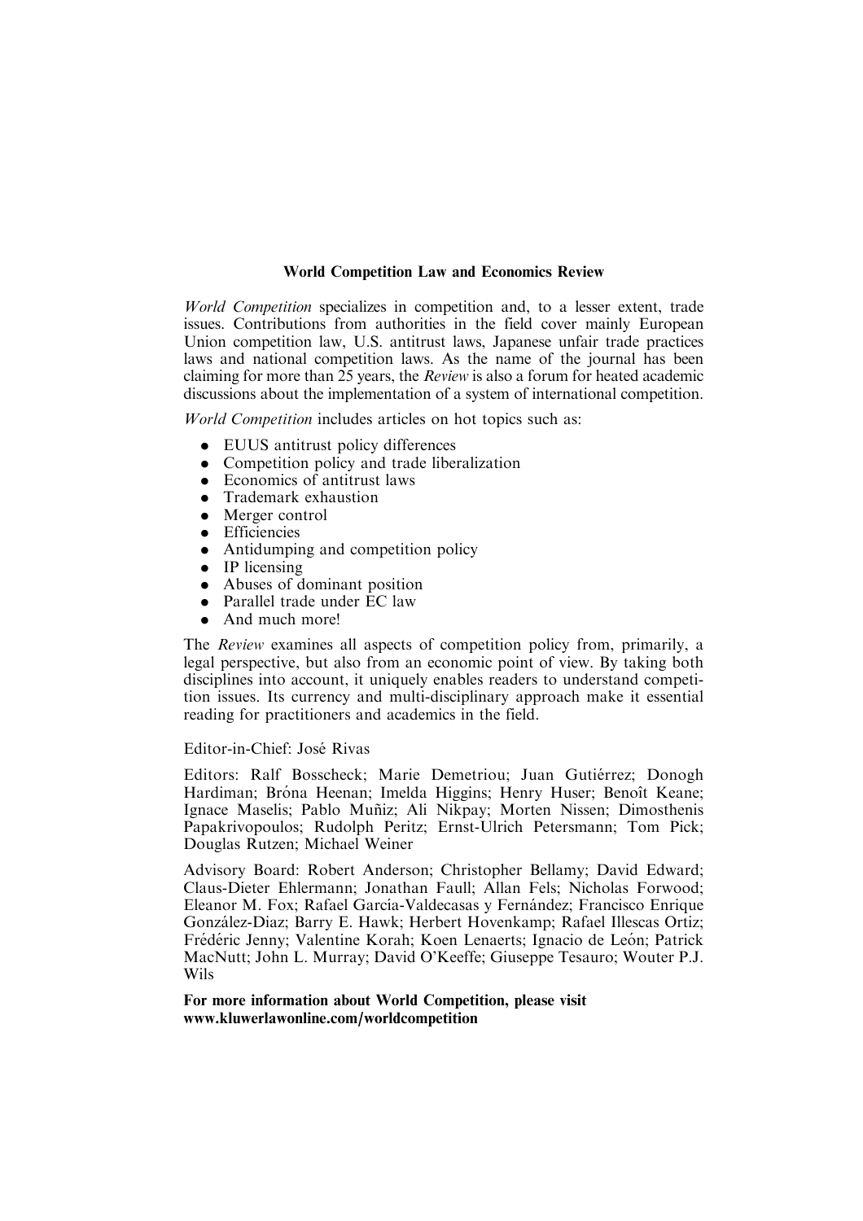**World Competition Law and Economics Review**

*World Competition* specializes in competition and, to a lesser extent, trade issues. Contributions from authorities in the field cover mainly European Union competition law, U.S. antitrust laws, Japanese unfair trade practices laws and national competition laws. As the name of the journal has been claiming for more than 25 years, the *Review* is also a forum for heated academic discussions about the implementation of a system of international competition.

*World Competition* includes articles on hot topics such as:

- EUUS antitrust policy differences
- Competition policy and trade liberalization
- Economics of antitrust laws
- Trademark exhaustion
- Merger control
- Efficiencies
- Antidumping and competition policy
- IP licensing
- Abuses of dominant position
- Parallel trade under EC law
- And much more!

The *Review* examines all aspects of competition policy from, primarily, a legal perspective, but also from an economic point of view. By taking both disciplines into account, it uniquely enables readers to understand competition issues. Its currency and multi-disciplinary approach make it essential reading for practitioners and academics in the field.

Editor-in-Chief: José Rivas

Editors: Ralf Bosscheck; Marie Demetriou; Juan Gutiérrez; Donogh Hardiman; Bróna Heenan; Imelda Higgins; Henry Huser; Benoît Keane; Ignace Maselis; Pablo Muñiz; Ali Nikpay; Morten Nissen; Dimosthenis Papakrivopoulos; Rudolph Peritz; Ernst-Ulrich Petersmann; Tom Pick; Douglas Rutzen; Michael Weiner

Advisory Board: Robert Anderson; Christopher Bellamy; David Edward; Claus-Dieter Ehlermann; Jonathan Faull; Allan Fels; Nicholas Forwood; Eleanor M. Fox; Rafael García-Valdecasas y Fernández; Francisco Enrique González-Diaz; Barry E. Hawk; Herbert Hovenkamp; Rafael Illescas Ortiz; Frédéric Jenny; Valentine Korah; Koen Lenaerts; Ignacio de León; Patrick MacNutt; John L. Murray; David O'Keeffe; Giuseppe Tesauro; Wouter P.J. Wils

**For more information about World Competition, please visit www.kluwerlawonline.com/worldcompetition**